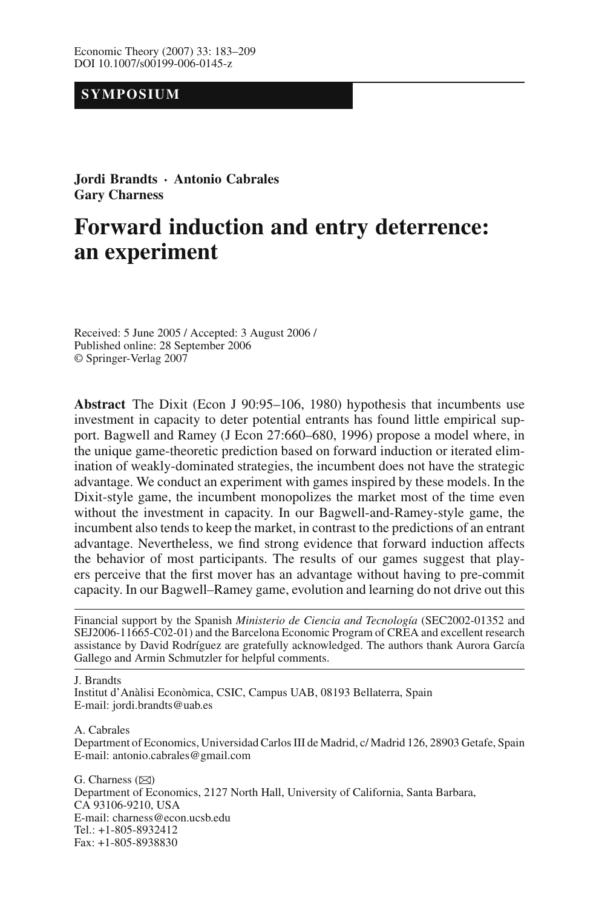**SYMPOSIUM**

**Jordi Brandts · Antonio Cabrales**
**Gary Charness**

# Forward induction and entry deterrence: an experiment

Received: 5 June 2005 / Accepted: 3 August 2006 /
Published online: 28 September 2006
© Springer-Verlag 2007

**Abstract** The Dixit (Econ J 90:95–106, 1980) hypothesis that incumbents use investment in capacity to deter potential entrants has found little empirical support. Bagwell and Ramey (J Econ 27:660–680, 1996) propose a model where, in the unique game-theoretic prediction based on forward induction or iterated elimination of weakly-dominated strategies, the incumbent does not have the strategic advantage. We conduct an experiment with games inspired by these models. In the Dixit-style game, the incumbent monopolizes the market most of the time even without the investment in capacity. In our Bagwell-and-Ramey-style game, the incumbent also tends to keep the market, in contrast to the predictions of an entrant advantage. Nevertheless, we find strong evidence that forward induction affects the behavior of most participants. The results of our games suggest that players perceive that the first mover has an advantage without having to pre-commit capacity. In our Bagwell–Ramey game, evolution and learning do not drive out this

---

Financial support by the Spanish *Ministerio de Ciencia and Tecnología* (SEC2002-01352 and SEJ2006-11665-C02-01) and the Barcelona Economic Program of CREA and excellent research assistance by David Rodríguez are gratefully acknowledged. The authors thank Aurora García Gallego and Armin Schmutzler for helpful comments.

J. Brandts
Institut d'Anàlisi Econòmica, CSIC, Campus UAB, 08193 Bellaterra, Spain
E-mail: jordi.brandts@uab.es

A. Cabrales
Department of Economics, Universidad Carlos III de Madrid, c/ Madrid 126, 28903 Getafe, Spain
E-mail: antonio.cabrales@gmail.com

G. Charness (✉)
Department of Economics, 2127 North Hall, University of California, Santa Barbara, CA 93106-9210, USA
E-mail: charness@econ.ucsb.edu
Tel.: +1-805-8932412
Fax: +1-805-8938830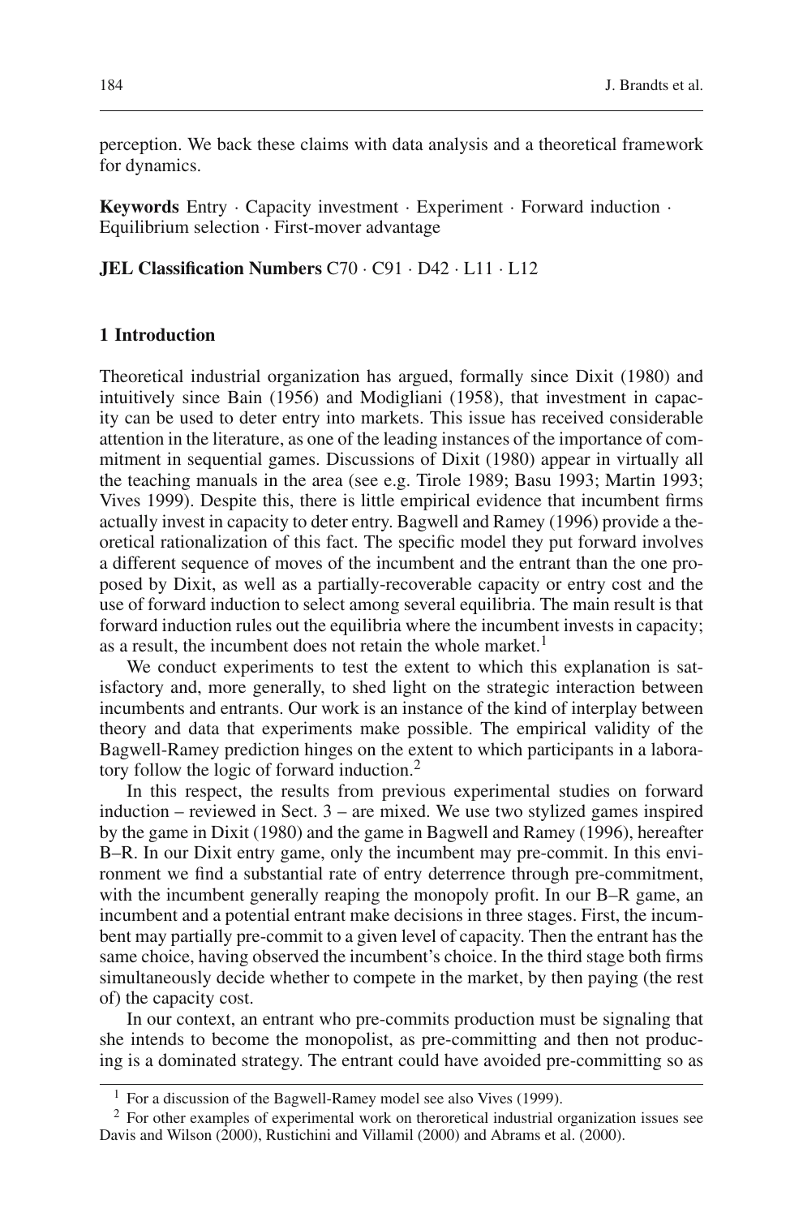perception. We back these claims with data analysis and a theoretical framework for dynamics.

**Keywords** Entry · Capacity investment · Experiment · Forward induction · Equilibrium selection · First-mover advantage

**JEL Classification Numbers** C70 · C91 · D42 · L11 · L12

## 1 Introduction

Theoretical industrial organization has argued, formally since Dixit (1980) and intuitively since Bain (1956) and Modigliani (1958), that investment in capacity can be used to deter entry into markets. This issue has received considerable attention in the literature, as one of the leading instances of the importance of commitment in sequential games. Discussions of Dixit (1980) appear in virtually all the teaching manuals in the area (see e.g. Tirole 1989; Basu 1993; Martin 1993; Vives 1999). Despite this, there is little empirical evidence that incumbent firms actually invest in capacity to deter entry. Bagwell and Ramey (1996) provide a theoretical rationalization of this fact. The specific model they put forward involves a different sequence of moves of the incumbent and the entrant than the one proposed by Dixit, as well as a partially-recoverable capacity or entry cost and the use of forward induction to select among several equilibria. The main result is that forward induction rules out the equilibria where the incumbent invests in capacity; as a result, the incumbent does not retain the whole market.[1]

We conduct experiments to test the extent to which this explanation is satisfactory and, more generally, to shed light on the strategic interaction between incumbents and entrants. Our work is an instance of the kind of interplay between theory and data that experiments make possible. The empirical validity of the Bagwell-Ramey prediction hinges on the extent to which participants in a laboratory follow the logic of forward induction.[2]

In this respect, the results from previous experimental studies on forward induction – reviewed in Sect. 3 – are mixed. We use two stylized games inspired by the game in Dixit (1980) and the game in Bagwell and Ramey (1996), hereafter B–R. In our Dixit entry game, only the incumbent may pre-commit. In this environment we find a substantial rate of entry deterrence through pre-commitment, with the incumbent generally reaping the monopoly profit. In our B–R game, an incumbent and a potential entrant make decisions in three stages. First, the incumbent may partially pre-commit to a given level of capacity. Then the entrant has the same choice, having observed the incumbent's choice. In the third stage both firms simultaneously decide whether to compete in the market, by then paying (the rest of) the capacity cost.

In our context, an entrant who pre-commits production must be signaling that she intends to become the monopolist, as pre-committing and then not producing is a dominated strategy. The entrant could have avoided pre-committing so as

[1] For a discussion of the Bagwell-Ramey model see also Vives (1999).

[2] For other examples of experimental work on theroretical industrial organization issues see Davis and Wilson (2000), Rustichini and Villamil (2000) and Abrams et al. (2000).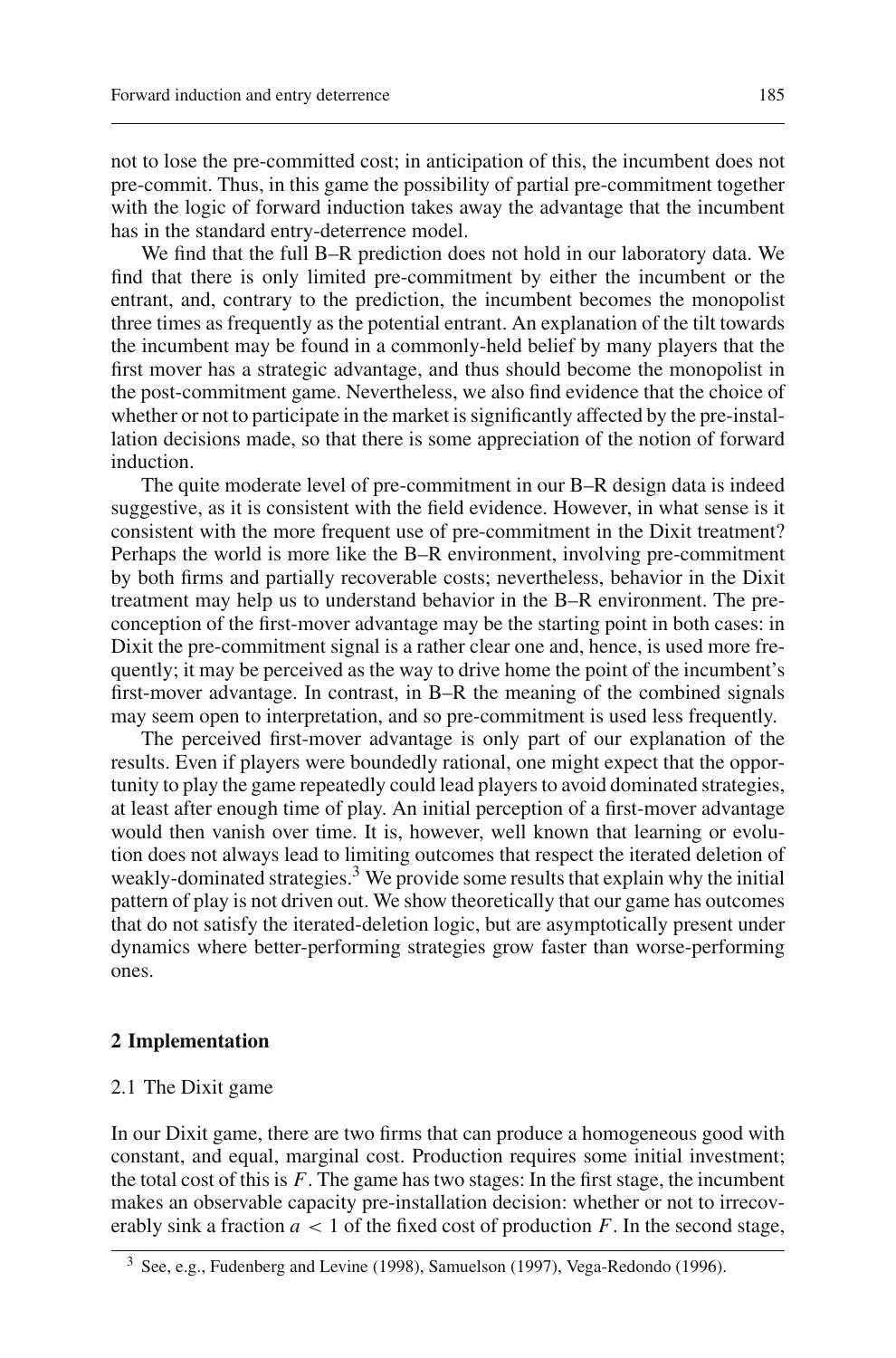not to lose the pre-committed cost; in anticipation of this, the incumbent does not pre-commit. Thus, in this game the possibility of partial pre-commitment together with the logic of forward induction takes away the advantage that the incumbent has in the standard entry-deterrence model.

We find that the full B–R prediction does not hold in our laboratory data. We find that there is only limited pre-commitment by either the incumbent or the entrant, and, contrary to the prediction, the incumbent becomes the monopolist three times as frequently as the potential entrant. An explanation of the tilt towards the incumbent may be found in a commonly-held belief by many players that the first mover has a strategic advantage, and thus should become the monopolist in the post-commitment game. Nevertheless, we also find evidence that the choice of whether or not to participate in the market is significantly affected by the pre-installation decisions made, so that there is some appreciation of the notion of forward induction.

The quite moderate level of pre-commitment in our B–R design data is indeed suggestive, as it is consistent with the field evidence. However, in what sense is it consistent with the more frequent use of pre-commitment in the Dixit treatment? Perhaps the world is more like the B–R environment, involving pre-commitment by both firms and partially recoverable costs; nevertheless, behavior in the Dixit treatment may help us to understand behavior in the B–R environment. The preconception of the first-mover advantage may be the starting point in both cases: in Dixit the pre-commitment signal is a rather clear one and, hence, is used more frequently; it may be perceived as the way to drive home the point of the incumbent's first-mover advantage. In contrast, in B–R the meaning of the combined signals may seem open to interpretation, and so pre-commitment is used less frequently.

The perceived first-mover advantage is only part of our explanation of the results. Even if players were boundedly rational, one might expect that the opportunity to play the game repeatedly could lead players to avoid dominated strategies, at least after enough time of play. An initial perception of a first-mover advantage would then vanish over time. It is, however, well known that learning or evolution does not always lead to limiting outcomes that respect the iterated deletion of weakly-dominated strategies.[3] We provide some results that explain why the initial pattern of play is not driven out. We show theoretically that our game has outcomes that do not satisfy the iterated-deletion logic, but are asymptotically present under dynamics where better-performing strategies grow faster than worse-performing ones.

## 2 Implementation

### 2.1 The Dixit game

In our Dixit game, there are two firms that can produce a homogeneous good with constant, and equal, marginal cost. Production requires some initial investment; the total cost of this is $F$. The game has two stages: In the first stage, the incumbent makes an observable capacity pre-installation decision: whether or not to irrecoverably sink a fraction $a < 1$ of the fixed cost of production $F$. In the second stage,

[3] See, e.g., Fudenberg and Levine (1998), Samuelson (1997), Vega-Redondo (1996).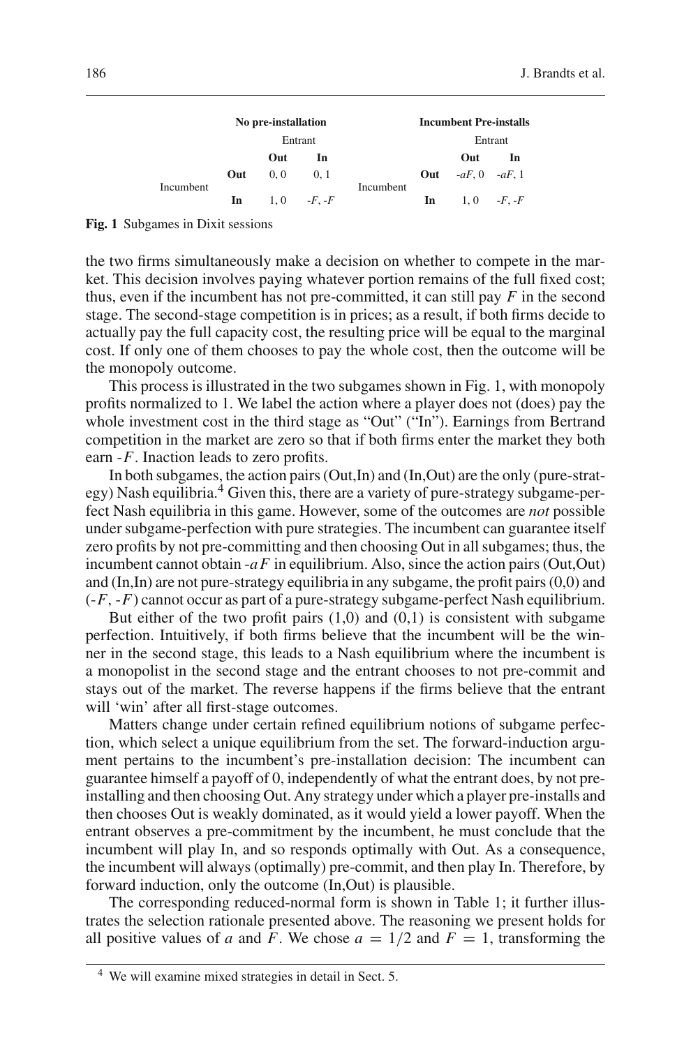| | | No pre-installation | | | | Incumbent Pre-installs | |
|---|---|---|---|---|---|---|---|
| | | Entrant | | | | Entrant | |
| | | **Out** | **In** | | | **Out** | **In** |
| Incumbent | **Out** | 0, 0 | 0, 1 | Incumbent | **Out** | $-aF$, 0 | $-aF$, 1 |
| | **In** | 1, 0 | $-F$, $-F$ | | **In** | 1, 0 | $-F$, $-F$ |

**Fig. 1** Subgames in Dixit sessions

the two firms simultaneously make a decision on whether to compete in the market. This decision involves paying whatever portion remains of the full fixed cost; thus, even if the incumbent has not pre-committed, it can still pay $F$ in the second stage. The second-stage competition is in prices; as a result, if both firms decide to actually pay the full capacity cost, the resulting price will be equal to the marginal cost. If only one of them chooses to pay the whole cost, then the outcome will be the monopoly outcome.

This process is illustrated in the two subgames shown in Fig. 1, with monopoly profits normalized to 1. We label the action where a player does not (does) pay the whole investment cost in the third stage as "Out" ("In"). Earnings from Bertrand competition in the market are zero so that if both firms enter the market they both earn $-F$. Inaction leads to zero profits.

In both subgames, the action pairs (Out,In) and (In,Out) are the only (pure-strategy) Nash equilibria.[4] Given this, there are a variety of pure-strategy subgame-perfect Nash equilibria in this game. However, some of the outcomes are *not* possible under subgame-perfection with pure strategies. The incumbent can guarantee itself zero profits by not pre-committing and then choosing Out in all subgames; thus, the incumbent cannot obtain $-aF$ in equilibrium. Also, since the action pairs (Out,Out) and (In,In) are not pure-strategy equilibria in any subgame, the profit pairs (0,0) and ($-F$, $-F$) cannot occur as part of a pure-strategy subgame-perfect Nash equilibrium.

But either of the two profit pairs (1,0) and (0,1) is consistent with subgame perfection. Intuitively, if both firms believe that the incumbent will be the winner in the second stage, this leads to a Nash equilibrium where the incumbent is a monopolist in the second stage and the entrant chooses to not pre-commit and stays out of the market. The reverse happens if the firms believe that the entrant will 'win' after all first-stage outcomes.

Matters change under certain refined equilibrium notions of subgame perfection, which select a unique equilibrium from the set. The forward-induction argument pertains to the incumbent's pre-installation decision: The incumbent can guarantee himself a payoff of 0, independently of what the entrant does, by not pre-installing and then choosing Out. Any strategy under which a player pre-installs and then chooses Out is weakly dominated, as it would yield a lower payoff. When the entrant observes a pre-commitment by the incumbent, he must conclude that the incumbent will play In, and so responds optimally with Out. As a consequence, the incumbent will always (optimally) pre-commit, and then play In. Therefore, by forward induction, only the outcome (In,Out) is plausible.

The corresponding reduced-normal form is shown in Table 1; it further illustrates the selection rationale presented above. The reasoning we present holds for all positive values of $a$ and $F$. We chose $a = 1/2$ and $F = 1$, transforming the

[4] We will examine mixed strategies in detail in Sect. 5.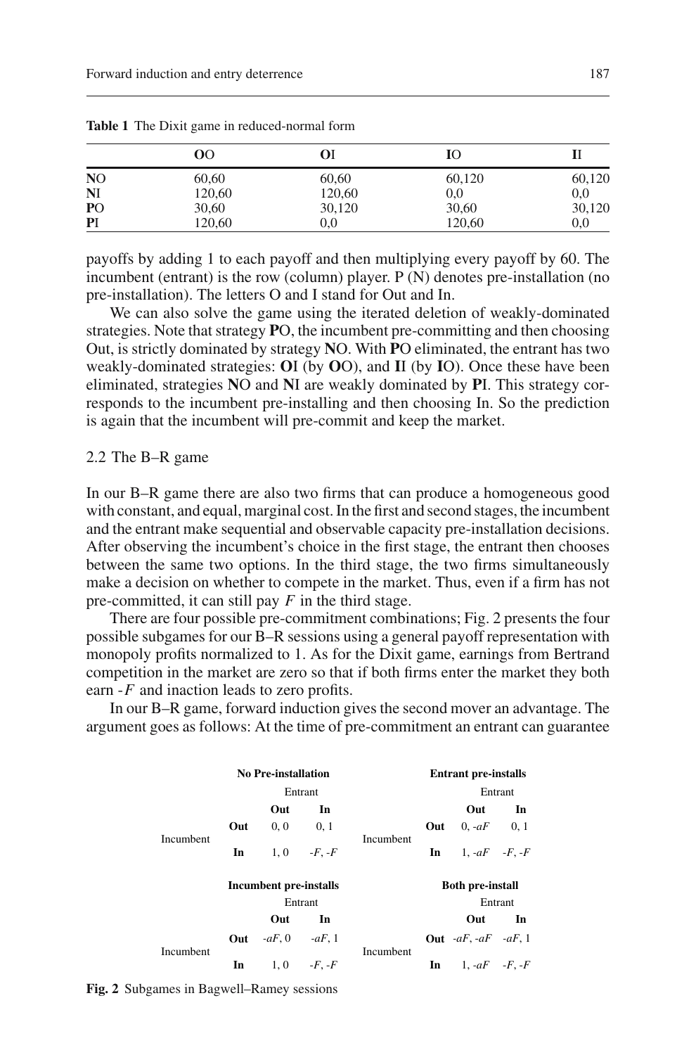**Table 1** The Dixit game in reduced-normal form

| | **O**O | **O**I | **I**O | **I**I |
|---|---|---|---|---|
| **N**O | 60,60 | 60,60 | 60,120 | 60,120 |
| **N**I | 120,60 | 120,60 | 0,0 | 0,0 |
| **P**O | 30,60 | 30,120 | 30,60 | 30,120 |
| **P**I | 120,60 | 0,0 | 120,60 | 0,0 |

payoffs by adding 1 to each payoff and then multiplying every payoff by 60. The incumbent (entrant) is the row (column) player. P (N) denotes pre-installation (no pre-installation). The letters O and I stand for Out and In.

We can also solve the game using the iterated deletion of weakly-dominated strategies. Note that strategy **P**O, the incumbent pre-committing and then choosing Out, is strictly dominated by strategy **N**O. With **P**O eliminated, the entrant has two weakly-dominated strategies: **O**I (by **O**O), and **I**I (by **I**O). Once these have been eliminated, strategies **N**O and **N**I are weakly dominated by **P**I. This strategy corresponds to the incumbent pre-installing and then choosing In. So the prediction is again that the incumbent will pre-commit and keep the market.

### 2.2 The B–R game

In our B–R game there are also two firms that can produce a homogeneous good with constant, and equal, marginal cost. In the first and second stages, the incumbent and the entrant make sequential and observable capacity pre-installation decisions. After observing the incumbent's choice in the first stage, the entrant then chooses between the same two options. In the third stage, the two firms simultaneously make a decision on whether to compete in the market. Thus, even if a firm has not pre-committed, it can still pay $F$ in the third stage.

There are four possible pre-commitment combinations; Fig. 2 presents the four possible subgames for our B–R sessions using a general payoff representation with monopoly profits normalized to 1. As for the Dixit game, earnings from Bertrand competition in the market are zero so that if both firms enter the market they both earn $-F$ and inaction leads to zero profits.

In our B–R game, forward induction gives the second mover an advantage. The argument goes as follows: At the time of pre-commitment an entrant can guarantee

**No Pre-installation**

| Incumbent \ Entrant | Out | In |
|---|---|---|
| **Out** | 0, 0 | 0, 1 |
| **In** | 1, 0 | $-F$, $-F$ |

**Entrant pre-installs**

| Incumbent \ Entrant | Out | In |
|---|---|---|
| **Out** | 0, $-aF$ | 0, 1 |
| **In** | 1, $-aF$ | $-F$, $-F$ |

**Incumbent pre-installs**

| Incumbent \ Entrant | Out | In |
|---|---|---|
| **Out** | $-aF$, 0 | $-aF$, 1 |
| **In** | 1, 0 | $-F$, $-F$ |

**Both pre-install**

| Incumbent \ Entrant | Out | In |
|---|---|---|
| **Out** | $-aF$, $-aF$ | $-aF$, 1 |
| **In** | 1, $-aF$ | $-F$, $-F$ |

**Fig. 2** Subgames in Bagwell–Ramey sessions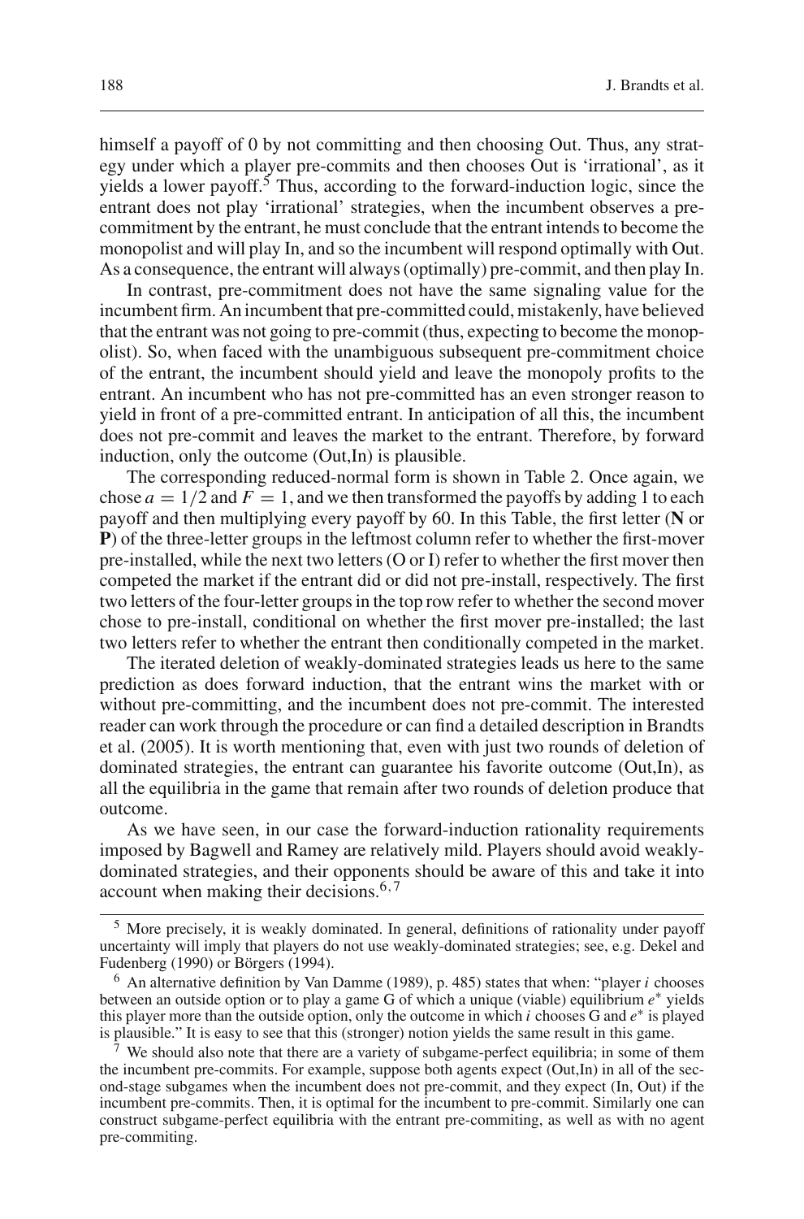himself a payoff of 0 by not committing and then choosing Out. Thus, any strategy under which a player pre-commits and then chooses Out is 'irrational', as it yields a lower payoff.[5] Thus, according to the forward-induction logic, since the entrant does not play 'irrational' strategies, when the incumbent observes a pre-commitment by the entrant, he must conclude that the entrant intends to become the monopolist and will play In, and so the incumbent will respond optimally with Out. As a consequence, the entrant will always (optimally) pre-commit, and then play In.

In contrast, pre-commitment does not have the same signaling value for the incumbent firm. An incumbent that pre-committed could, mistakenly, have believed that the entrant was not going to pre-commit (thus, expecting to become the monopolist). So, when faced with the unambiguous subsequent pre-commitment choice of the entrant, the incumbent should yield and leave the monopoly profits to the entrant. An incumbent who has not pre-committed has an even stronger reason to yield in front of a pre-committed entrant. In anticipation of all this, the incumbent does not pre-commit and leaves the market to the entrant. Therefore, by forward induction, only the outcome (Out,In) is plausible.

The corresponding reduced-normal form is shown in Table 2. Once again, we chose $a = 1/2$ and $F = 1$, and we then transformed the payoffs by adding 1 to each payoff and then multiplying every payoff by 60. In this Table, the first letter (**N** or **P**) of the three-letter groups in the leftmost column refer to whether the first-mover pre-installed, while the next two letters (O or I) refer to whether the first mover then competed the market if the entrant did or did not pre-install, respectively. The first two letters of the four-letter groups in the top row refer to whether the second mover chose to pre-install, conditional on whether the first mover pre-installed; the last two letters refer to whether the entrant then conditionally competed in the market.

The iterated deletion of weakly-dominated strategies leads us here to the same prediction as does forward induction, that the entrant wins the market with or without pre-committing, and the incumbent does not pre-commit. The interested reader can work through the procedure or can find a detailed description in Brandts et al. (2005). It is worth mentioning that, even with just two rounds of deletion of dominated strategies, the entrant can guarantee his favorite outcome (Out,In), as all the equilibria in the game that remain after two rounds of deletion produce that outcome.

As we have seen, in our case the forward-induction rationality requirements imposed by Bagwell and Ramey are relatively mild. Players should avoid weakly-dominated strategies, and their opponents should be aware of this and take it into account when making their decisions.[6,7]

[5] More precisely, it is weakly dominated. In general, definitions of rationality under payoff uncertainty will imply that players do not use weakly-dominated strategies; see, e.g. Dekel and Fudenberg (1990) or Börgers (1994).

[6] An alternative definition by Van Damme (1989), p. 485) states that when: "player $i$ chooses between an outside option or to play a game G of which a unique (viable) equilibrium $e^*$ yields this player more than the outside option, only the outcome in which $i$ chooses G and $e^*$ is played is plausible." It is easy to see that this (stronger) notion yields the same result in this game.

[7] We should also note that there are a variety of subgame-perfect equilibria; in some of them the incumbent pre-commits. For example, suppose both agents expect (Out,In) in all of the second-stage subgames when the incumbent does not pre-commit, and they expect (In, Out) if the incumbent pre-commits. Then, it is optimal for the incumbent to pre-commit. Similarly one can construct subgame-perfect equilibria with the entrant pre-commiting, as well as with no agent pre-commiting.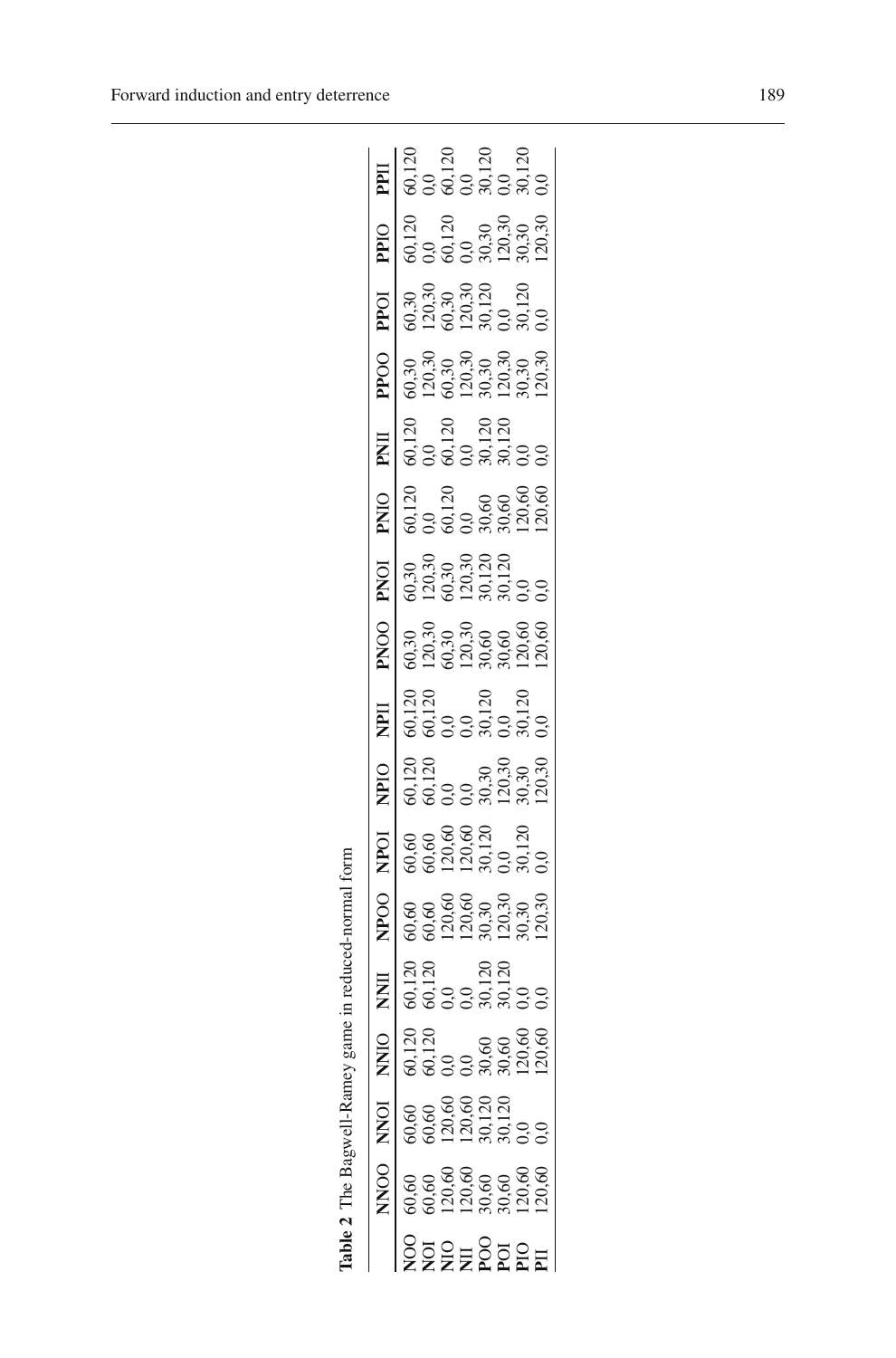**Table 2** The Bagwell-Ramey game in reduced-normal form

| | NNOO | NNOI | NNIO | NNII | NPOO | NPOI | NPIO | NPII | PNOO | PNOI | PNIO | PNII | PPOO | PPOI | PPIO | PPII |
|---|---|---|---|---|---|---|---|---|---|---|---|---|---|---|---|---|
| **NOO** | 60,60 | 60,60 | 60,120 | 60,120 | 60,60 | 60,60 | 60,120 | 60,120 | 60,30 | 60,30 | 60,120 | 60,120 | 60,30 | 60,30 | 60,120 | 60,120 |
| **NOI** | 60,60 | 60,60 | 60,120 | 60,120 | 60,60 | 60,60 | 60,120 | 60,120 | 120,30 | 120,30 | 0,0 | 0,0 | 120,30 | 120,30 | 0,0 | 0,0 |
| **NIO** | 120,60 | 120,60 | 0,0 | 0,0 | 120,60 | 120,60 | 0,0 | 0,0 | 60,30 | 60,30 | 60,120 | 60,120 | 60,30 | 60,30 | 60,120 | 60,120 |
| **NII** | 120,60 | 120,60 | 0,0 | 0,0 | 120,60 | 120,60 | 0,0 | 0,0 | 120,30 | 120,30 | 0,0 | 0,0 | 120,30 | 120,30 | 0,0 | 0,0 |
| **POO** | 30,60 | 30,120 | 30,60 | 30,120 | 30,30 | 30,120 | 30,30 | 30,120 | 30,60 | 30,120 | 30,60 | 30,120 | 30,30 | 30,120 | 30,30 | 30,120 |
| **POI** | 30,60 | 30,120 | 30,60 | 30,120 | 120,30 | 0,0 | 120,30 | 0,0 | 30,60 | 30,120 | 30,60 | 30,120 | 120,30 | 0,0 | 120,30 | 0,0 |
| **PIO** | 120,60 | 0,0 | 120,60 | 0,0 | 30,30 | 30,120 | 30,30 | 30,120 | 120,60 | 0,0 | 120,60 | 0,0 | 30,30 | 30,120 | 30,30 | 30,120 |
| **PII** | 120,60 | 0,0 | 120,60 | 0,0 | 120,30 | 0,0 | 120,30 | 0,0 | 120,60 | 0,0 | 120,60 | 0,0 | 120,30 | 0,0 | 120,30 | 0,0 |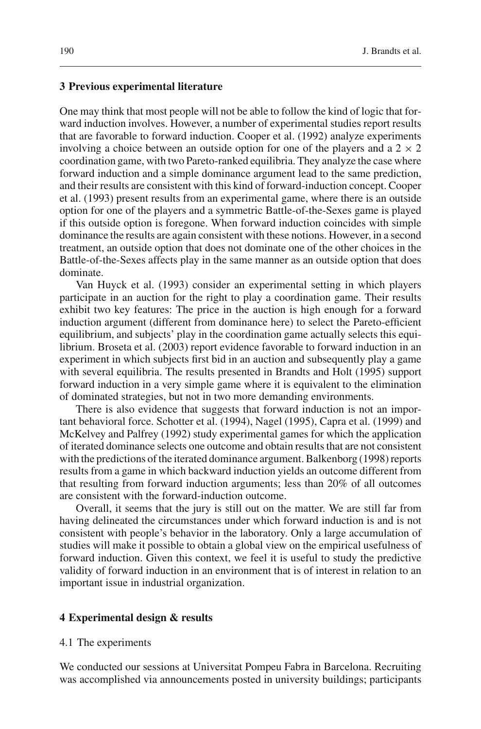## 3 Previous experimental literature

One may think that most people will not be able to follow the kind of logic that forward induction involves. However, a number of experimental studies report results that are favorable to forward induction. Cooper et al. (1992) analyze experiments involving a choice between an outside option for one of the players and a $2 \times 2$ coordination game, with two Pareto-ranked equilibria. They analyze the case where forward induction and a simple dominance argument lead to the same prediction, and their results are consistent with this kind of forward-induction concept. Cooper et al. (1993) present results from an experimental game, where there is an outside option for one of the players and a symmetric Battle-of-the-Sexes game is played if this outside option is foregone. When forward induction coincides with simple dominance the results are again consistent with these notions. However, in a second treatment, an outside option that does not dominate one of the other choices in the Battle-of-the-Sexes affects play in the same manner as an outside option that does dominate.

Van Huyck et al. (1993) consider an experimental setting in which players participate in an auction for the right to play a coordination game. Their results exhibit two key features: The price in the auction is high enough for a forward induction argument (different from dominance here) to select the Pareto-efficient equilibrium, and subjects' play in the coordination game actually selects this equilibrium. Broseta et al. (2003) report evidence favorable to forward induction in an experiment in which subjects first bid in an auction and subsequently play a game with several equilibria. The results presented in Brandts and Holt (1995) support forward induction in a very simple game where it is equivalent to the elimination of dominated strategies, but not in two more demanding environments.

There is also evidence that suggests that forward induction is not an important behavioral force. Schotter et al. (1994), Nagel (1995), Capra et al. (1999) and McKelvey and Palfrey (1992) study experimental games for which the application of iterated dominance selects one outcome and obtain results that are not consistent with the predictions of the iterated dominance argument. Balkenborg (1998) reports results from a game in which backward induction yields an outcome different from that resulting from forward induction arguments; less than 20% of all outcomes are consistent with the forward-induction outcome.

Overall, it seems that the jury is still out on the matter. We are still far from having delineated the circumstances under which forward induction is and is not consistent with people's behavior in the laboratory. Only a large accumulation of studies will make it possible to obtain a global view on the empirical usefulness of forward induction. Given this context, we feel it is useful to study the predictive validity of forward induction in an environment that is of interest in relation to an important issue in industrial organization.

## 4 Experimental design & results

### 4.1 The experiments

We conducted our sessions at Universitat Pompeu Fabra in Barcelona. Recruiting was accomplished via announcements posted in university buildings; participants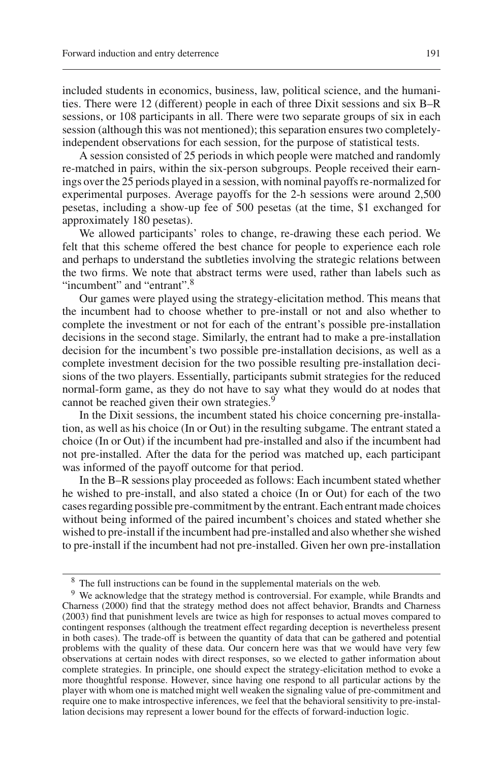included students in economics, business, law, political science, and the humanities. There were 12 (different) people in each of three Dixit sessions and six B–R sessions, or 108 participants in all. There were two separate groups of six in each session (although this was not mentioned); this separation ensures two completely-independent observations for each session, for the purpose of statistical tests.

A session consisted of 25 periods in which people were matched and randomly re-matched in pairs, within the six-person subgroups. People received their earnings over the 25 periods played in a session, with nominal payoffs re-normalized for experimental purposes. Average payoffs for the 2-h sessions were around 2,500 pesetas, including a show-up fee of 500 pesetas (at the time, $1 exchanged for approximately 180 pesetas).

We allowed participants' roles to change, re-drawing these each period. We felt that this scheme offered the best chance for people to experience each role and perhaps to understand the subtleties involving the strategic relations between the two firms. We note that abstract terms were used, rather than labels such as "incumbent" and "entrant".[8]

Our games were played using the strategy-elicitation method. This means that the incumbent had to choose whether to pre-install or not and also whether to complete the investment or not for each of the entrant's possible pre-installation decisions in the second stage. Similarly, the entrant had to make a pre-installation decision for the incumbent's two possible pre-installation decisions, as well as a complete investment decision for the two possible resulting pre-installation decisions of the two players. Essentially, participants submit strategies for the reduced normal-form game, as they do not have to say what they would do at nodes that cannot be reached given their own strategies.[9]

In the Dixit sessions, the incumbent stated his choice concerning pre-installation, as well as his choice (In or Out) in the resulting subgame. The entrant stated a choice (In or Out) if the incumbent had pre-installed and also if the incumbent had not pre-installed. After the data for the period was matched up, each participant was informed of the payoff outcome for that period.

In the B–R sessions play proceeded as follows: Each incumbent stated whether he wished to pre-install, and also stated a choice (In or Out) for each of the two cases regarding possible pre-commitment by the entrant. Each entrant made choices without being informed of the paired incumbent's choices and stated whether she wished to pre-install if the incumbent had pre-installed and also whether she wished to pre-install if the incumbent had not pre-installed. Given her own pre-installation

---

[8] The full instructions can be found in the supplemental materials on the web.

[9] We acknowledge that the strategy method is controversial. For example, while Brandts and Charness (2000) find that the strategy method does not affect behavior, Brandts and Charness (2003) find that punishment levels are twice as high for responses to actual moves compared to contingent responses (although the treatment effect regarding deception is nevertheless present in both cases). The trade-off is between the quantity of data that can be gathered and potential problems with the quality of these data. Our concern here was that we would have very few observations at certain nodes with direct responses, so we elected to gather information about complete strategies. In principle, one should expect the strategy-elicitation method to evoke a more thoughtful response. However, since having one respond to all particular actions by the player with whom one is matched might well weaken the signaling value of pre-commitment and require one to make introspective inferences, we feel that the behavioral sensitivity to pre-installation decisions may represent a lower bound for the effects of forward-induction logic.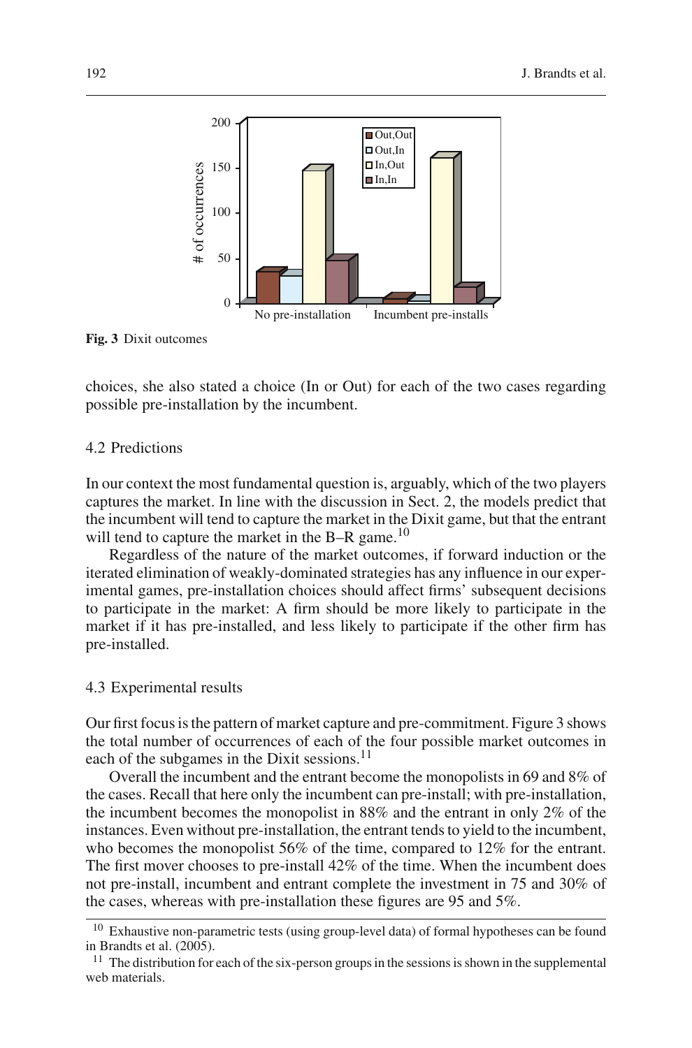Fig. 3 Dixit outcomes

choices, she also stated a choice (In or Out) for each of the two cases regarding possible pre-installation by the incumbent.

### 4.2 Predictions

In our context the most fundamental question is, arguably, which of the two players captures the market. In line with the discussion in Sect. 2, the models predict that the incumbent will tend to capture the market in the Dixit game, but that the entrant will tend to capture the market in the B–R game.[10]

Regardless of the nature of the market outcomes, if forward induction or the iterated elimination of weakly-dominated strategies has any influence in our experimental games, pre-installation choices should affect firms' subsequent decisions to participate in the market: A firm should be more likely to participate in the market if it has pre-installed, and less likely to participate if the other firm has pre-installed.

### 4.3 Experimental results

Our first focus is the pattern of market capture and pre-commitment. Figure 3 shows the total number of occurrences of each of the four possible market outcomes in each of the subgames in the Dixit sessions.[11]

Overall the incumbent and the entrant become the monopolists in 69 and 8% of the cases. Recall that here only the incumbent can pre-install; with pre-installation, the incumbent becomes the monopolist in 88% and the entrant in only 2% of the instances. Even without pre-installation, the entrant tends to yield to the incumbent, who becomes the monopolist 56% of the time, compared to 12% for the entrant. The first mover chooses to pre-install 42% of the time. When the incumbent does not pre-install, incumbent and entrant complete the investment in 75 and 30% of the cases, whereas with pre-installation these figures are 95 and 5%.

[10] Exhaustive non-parametric tests (using group-level data) of formal hypotheses can be found in Brandts et al. (2005).

[11] The distribution for each of the six-person groups in the sessions is shown in the supplemental web materials.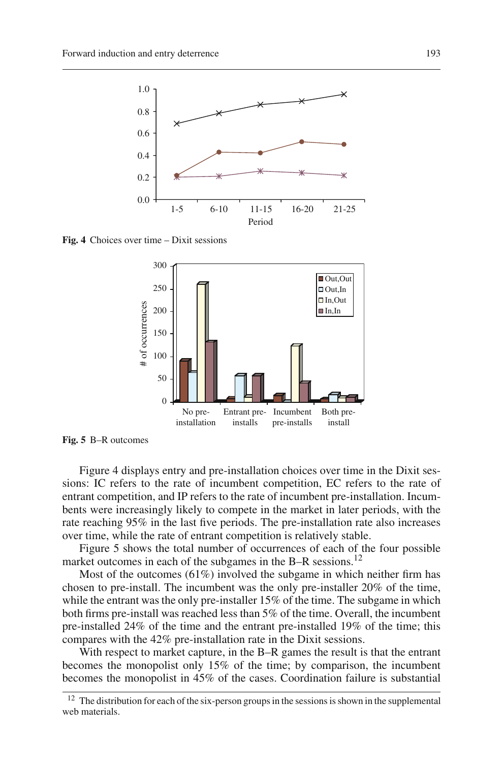Fig. 4 Choices over time – Dixit sessions

Fig. 5 B–R outcomes

Figure 4 displays entry and pre-installation choices over time in the Dixit sessions: IC refers to the rate of incumbent competition, EC refers to the rate of entrant competition, and IP refers to the rate of incumbent pre-installation. Incumbents were increasingly likely to compete in the market in later periods, with the rate reaching 95% in the last five periods. The pre-installation rate also increases over time, while the rate of entrant competition is relatively stable.

Figure 5 shows the total number of occurrences of each of the four possible market outcomes in each of the subgames in the B–R sessions.[12]

Most of the outcomes (61%) involved the subgame in which neither firm has chosen to pre-install. The incumbent was the only pre-installer 20% of the time, while the entrant was the only pre-installer 15% of the time. The subgame in which both firms pre-install was reached less than 5% of the time. Overall, the incumbent pre-installed 24% of the time and the entrant pre-installed 19% of the time; this compares with the 42% pre-installation rate in the Dixit sessions.

With respect to market capture, in the B–R games the result is that the entrant becomes the monopolist only 15% of the time; by comparison, the incumbent becomes the monopolist in 45% of the cases. Coordination failure is substantial

[12] The distribution for each of the six-person groups in the sessions is shown in the supplemental web materials.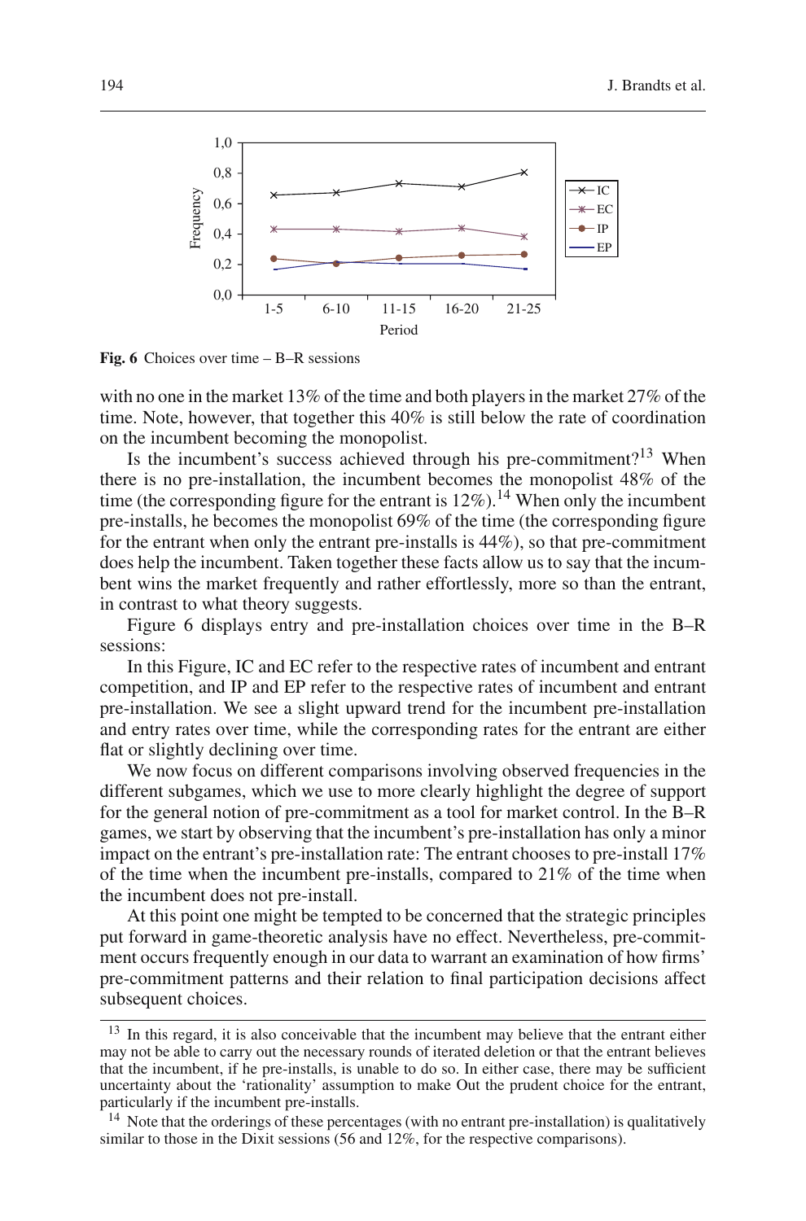**Fig. 6** Choices over time – B–R sessions

with no one in the market 13% of the time and both players in the market 27% of the time. Note, however, that together this 40% is still below the rate of coordination on the incumbent becoming the monopolist.

Is the incumbent's success achieved through his pre-commitment?[13] When there is no pre-installation, the incumbent becomes the monopolist 48% of the time (the corresponding figure for the entrant is 12%).[14] When only the incumbent pre-installs, he becomes the monopolist 69% of the time (the corresponding figure for the entrant when only the entrant pre-installs is 44%), so that pre-commitment does help the incumbent. Taken together these facts allow us to say that the incumbent wins the market frequently and rather effortlessly, more so than the entrant, in contrast to what theory suggests.

Figure 6 displays entry and pre-installation choices over time in the B–R sessions:

In this Figure, IC and EC refer to the respective rates of incumbent and entrant competition, and IP and EP refer to the respective rates of incumbent and entrant pre-installation. We see a slight upward trend for the incumbent pre-installation and entry rates over time, while the corresponding rates for the entrant are either flat or slightly declining over time.

We now focus on different comparisons involving observed frequencies in the different subgames, which we use to more clearly highlight the degree of support for the general notion of pre-commitment as a tool for market control. In the B–R games, we start by observing that the incumbent's pre-installation has only a minor impact on the entrant's pre-installation rate: The entrant chooses to pre-install 17% of the time when the incumbent pre-installs, compared to 21% of the time when the incumbent does not pre-install.

At this point one might be tempted to be concerned that the strategic principles put forward in game-theoretic analysis have no effect. Nevertheless, pre-commitment occurs frequently enough in our data to warrant an examination of how firms' pre-commitment patterns and their relation to final participation decisions affect subsequent choices.

---

[13] In this regard, it is also conceivable that the incumbent may believe that the entrant either may not be able to carry out the necessary rounds of iterated deletion or that the entrant believes that the incumbent, if he pre-installs, is unable to do so. In either case, there may be sufficient uncertainty about the 'rationality' assumption to make Out the prudent choice for the entrant, particularly if the incumbent pre-installs.

[14] Note that the orderings of these percentages (with no entrant pre-installation) is qualitatively similar to those in the Dixit sessions (56 and 12%, for the respective comparisons).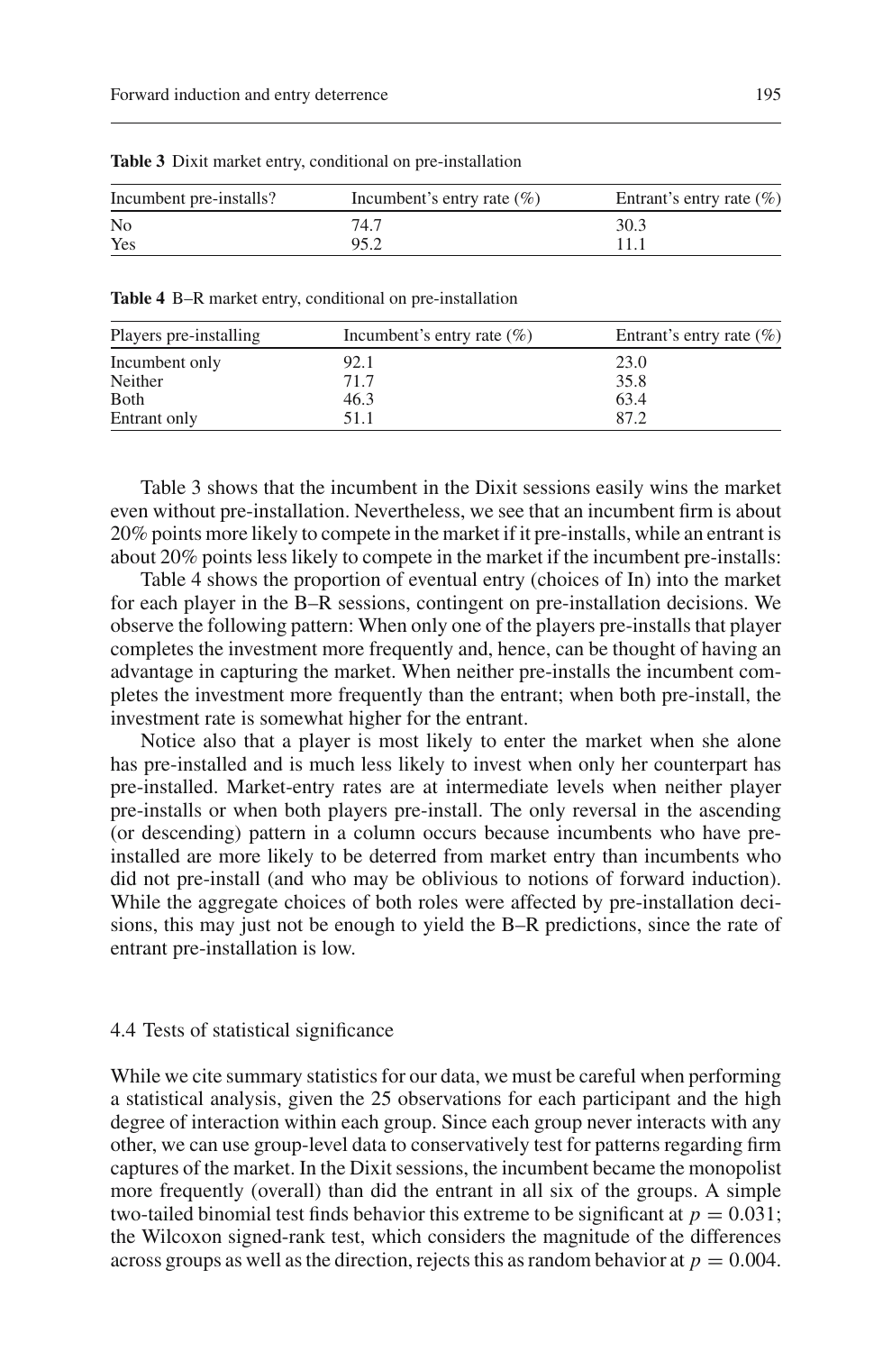**Table 3** Dixit market entry, conditional on pre-installation

| Incumbent pre-installs? | Incumbent's entry rate (%) | Entrant's entry rate (%) |
|---|---|---|
| No | 74.7 | 30.3 |
| Yes | 95.2 | 11.1 |

**Table 4** B–R market entry, conditional on pre-installation

| Players pre-installing | Incumbent's entry rate (%) | Entrant's entry rate (%) |
|---|---|---|
| Incumbent only | 92.1 | 23.0 |
| Neither | 71.7 | 35.8 |
| Both | 46.3 | 63.4 |
| Entrant only | 51.1 | 87.2 |

Table 3 shows that the incumbent in the Dixit sessions easily wins the market even without pre-installation. Nevertheless, we see that an incumbent firm is about 20% points more likely to compete in the market if it pre-installs, while an entrant is about 20% points less likely to compete in the market if the incumbent pre-installs:

Table 4 shows the proportion of eventual entry (choices of In) into the market for each player in the B–R sessions, contingent on pre-installation decisions. We observe the following pattern: When only one of the players pre-installs that player completes the investment more frequently and, hence, can be thought of having an advantage in capturing the market. When neither pre-installs the incumbent completes the investment more frequently than the entrant; when both pre-install, the investment rate is somewhat higher for the entrant.

Notice also that a player is most likely to enter the market when she alone has pre-installed and is much less likely to invest when only her counterpart has pre-installed. Market-entry rates are at intermediate levels when neither player pre-installs or when both players pre-install. The only reversal in the ascending (or descending) pattern in a column occurs because incumbents who have pre-installed are more likely to be deterred from market entry than incumbents who did not pre-install (and who may be oblivious to notions of forward induction). While the aggregate choices of both roles were affected by pre-installation decisions, this may just not be enough to yield the B–R predictions, since the rate of entrant pre-installation is low.

### 4.4 Tests of statistical significance

While we cite summary statistics for our data, we must be careful when performing a statistical analysis, given the 25 observations for each participant and the high degree of interaction within each group. Since each group never interacts with any other, we can use group-level data to conservatively test for patterns regarding firm captures of the market. In the Dixit sessions, the incumbent became the monopolist more frequently (overall) than did the entrant in all six of the groups. A simple two-tailed binomial test finds behavior this extreme to be significant at $p = 0.031$; the Wilcoxon signed-rank test, which considers the magnitude of the differences across groups as well as the direction, rejects this as random behavior at $p = 0.004$.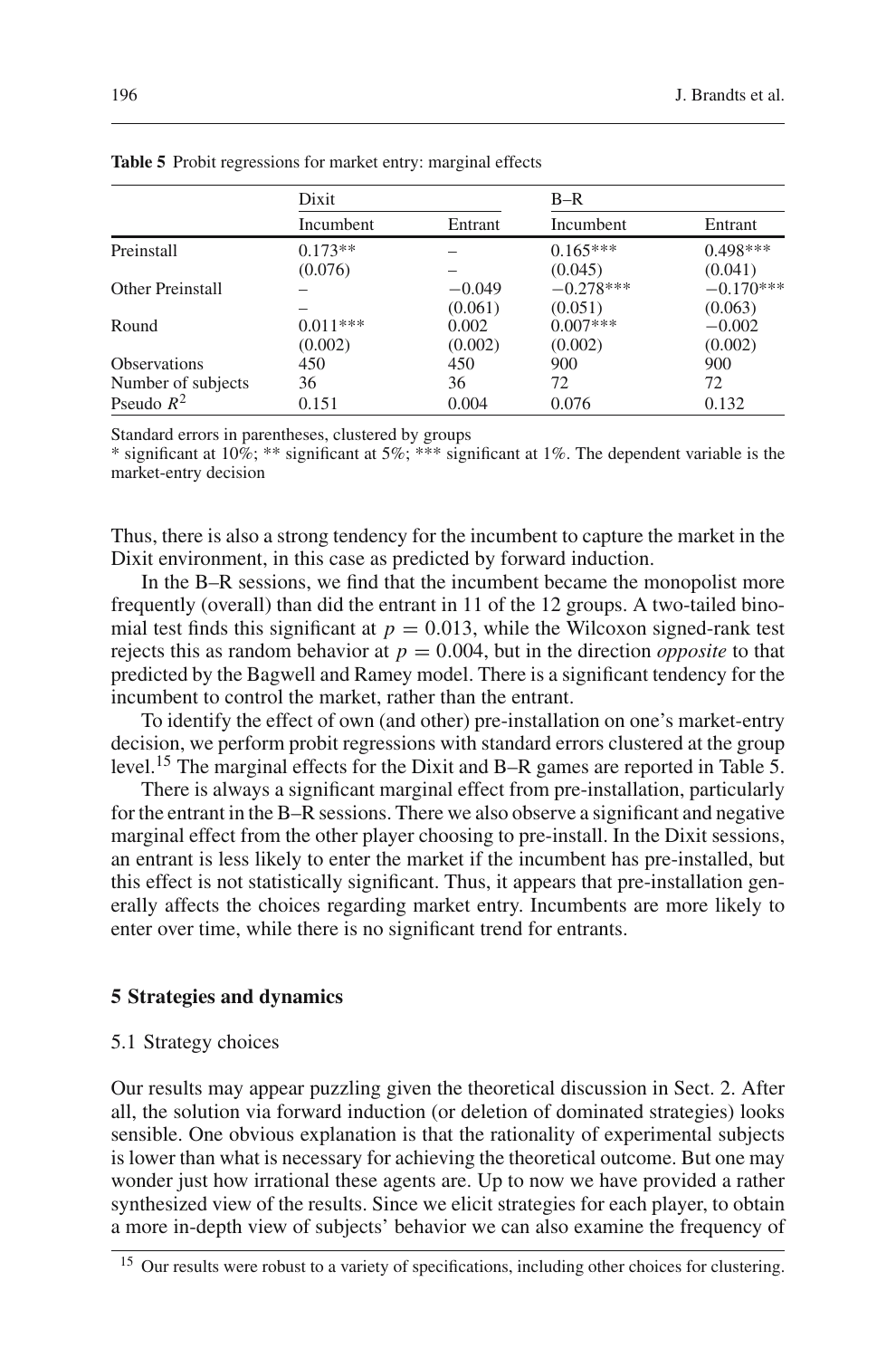**Table 5** Probit regressions for market entry: marginal effects

| | Dixit | | B–R | |
|---|---|---|---|---|
| | Incumbent | Entrant | Incumbent | Entrant |
| Preinstall | 0.173** | – | 0.165*** | 0.498*** |
| | (0.076) | – | (0.045) | (0.041) |
| Other Preinstall | – | −0.049 | −0.278*** | −0.170*** |
| | – | (0.061) | (0.051) | (0.063) |
| Round | 0.011*** | 0.002 | 0.007*** | −0.002 |
| | (0.002) | (0.002) | (0.002) | (0.002) |
| Observations | 450 | 450 | 900 | 900 |
| Number of subjects | 36 | 36 | 72 | 72 |
| Pseudo $R^2$ | 0.151 | 0.004 | 0.076 | 0.132 |

Standard errors in parentheses, clustered by groups

* significant at 10%; ** significant at 5%; *** significant at 1%. The dependent variable is the market-entry decision

Thus, there is also a strong tendency for the incumbent to capture the market in the Dixit environment, in this case as predicted by forward induction.

In the B–R sessions, we find that the incumbent became the monopolist more frequently (overall) than did the entrant in 11 of the 12 groups. A two-tailed binomial test finds this significant at $p = 0.013$, while the Wilcoxon signed-rank test rejects this as random behavior at $p = 0.004$, but in the direction *opposite* to that predicted by the Bagwell and Ramey model. There is a significant tendency for the incumbent to control the market, rather than the entrant.

To identify the effect of own (and other) pre-installation on one's market-entry decision, we perform probit regressions with standard errors clustered at the group level.[15] The marginal effects for the Dixit and B–R games are reported in Table 5.

There is always a significant marginal effect from pre-installation, particularly for the entrant in the B–R sessions. There we also observe a significant and negative marginal effect from the other player choosing to pre-install. In the Dixit sessions, an entrant is less likely to enter the market if the incumbent has pre-installed, but this effect is not statistically significant. Thus, it appears that pre-installation generally affects the choices regarding market entry. Incumbents are more likely to enter over time, while there is no significant trend for entrants.

## 5 Strategies and dynamics

### 5.1 Strategy choices

Our results may appear puzzling given the theoretical discussion in Sect. 2. After all, the solution via forward induction (or deletion of dominated strategies) looks sensible. One obvious explanation is that the rationality of experimental subjects is lower than what is necessary for achieving the theoretical outcome. But one may wonder just how irrational these agents are. Up to now we have provided a rather synthesized view of the results. Since we elicit strategies for each player, to obtain a more in-depth view of subjects' behavior we can also examine the frequency of

[15] Our results were robust to a variety of specifications, including other choices for clustering.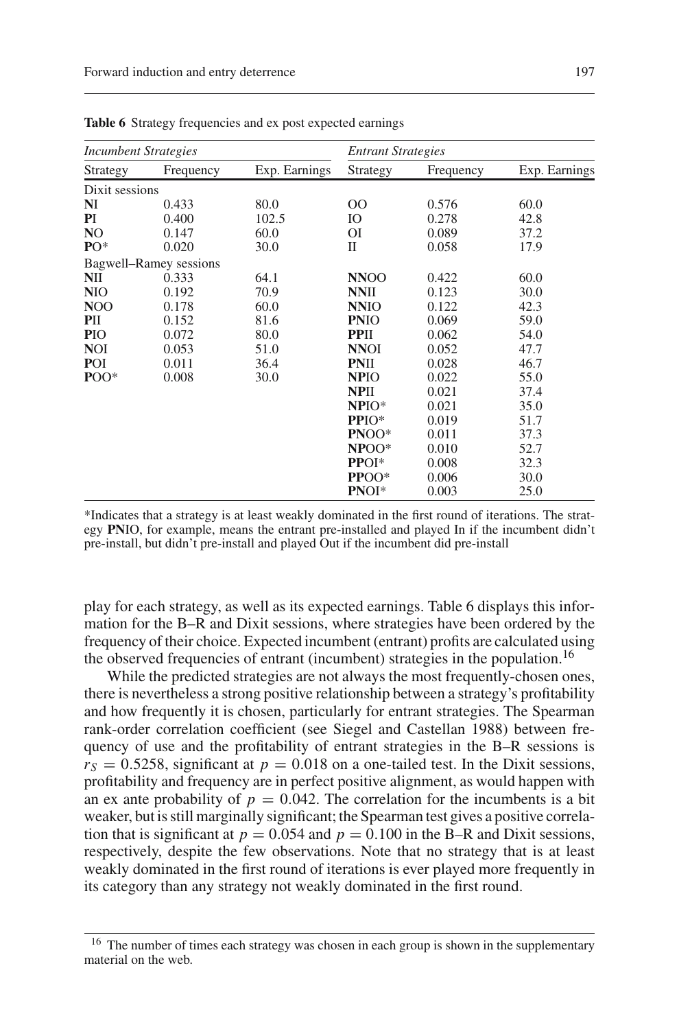**Table 6** Strategy frequencies and ex post expected earnings

| *Incumbent Strategies* | | | *Entrant Strategies* | | |
|---|---|---|---|---|---|
| Strategy | Frequency | Exp. Earnings | Strategy | Frequency | Exp. Earnings |
| Dixit sessions | | | | | |
| **N**I | 0.433 | 80.0 | OO | 0.576 | 60.0 |
| **P**I | 0.400 | 102.5 | IO | 0.278 | 42.8 |
| **N**O | 0.147 | 60.0 | OI | 0.089 | 37.2 |
| **P**O* | 0.020 | 30.0 | II | 0.058 | 17.9 |
| Bagwell–Ramey sessions | | | | | |
| **N**II | 0.333 | 64.1 | **NN**OO | 0.422 | 60.0 |
| **N**IO | 0.192 | 70.9 | **NN**II | 0.123 | 30.0 |
| **N**OO | 0.178 | 60.0 | **NN**IO | 0.122 | 42.3 |
| **P**II | 0.152 | 81.6 | **PN**IO | 0.069 | 59.0 |
| **P**IO | 0.072 | 80.0 | **PP**II | 0.062 | 54.0 |
| **N**OI | 0.053 | 51.0 | **NN**OI | 0.052 | 47.7 |
| **P**OI | 0.011 | 36.4 | **PN**II | 0.028 | 46.7 |
| **P**OO* | 0.008 | 30.0 | **NP**IO | 0.022 | 55.0 |
| | | | **NP**II | 0.021 | 37.4 |
| | | | **NP**IO* | 0.021 | 35.0 |
| | | | **PP**IO* | 0.019 | 51.7 |
| | | | **PN**OO* | 0.011 | 37.3 |
| | | | **NP**OO* | 0.010 | 52.7 |
| | | | **PP**OI* | 0.008 | 32.3 |
| | | | **PP**OO* | 0.006 | 30.0 |
| | | | **PN**OI* | 0.003 | 25.0 |

*Indicates that a strategy is at least weakly dominated in the first round of iterations. The strategy **PN**IO, for example, means the entrant pre-installed and played In if the incumbent didn't pre-install, but didn't pre-install and played Out if the incumbent did pre-install

play for each strategy, as well as its expected earnings. Table 6 displays this information for the B–R and Dixit sessions, where strategies have been ordered by the frequency of their choice. Expected incumbent (entrant) profits are calculated using the observed frequencies of entrant (incumbent) strategies in the population.[16]

While the predicted strategies are not always the most frequently-chosen ones, there is nevertheless a strong positive relationship between a strategy's profitability and how frequently it is chosen, particularly for entrant strategies. The Spearman rank-order correlation coefficient (see Siegel and Castellan 1988) between frequency of use and the profitability of entrant strategies in the B–R sessions is $r_S = 0.5258$, significant at $p = 0.018$ on a one-tailed test. In the Dixit sessions, profitability and frequency are in perfect positive alignment, as would happen with an ex ante probability of $p = 0.042$. The correlation for the incumbents is a bit weaker, but is still marginally significant; the Spearman test gives a positive correlation that is significant at $p = 0.054$ and $p = 0.100$ in the B–R and Dixit sessions, respectively, despite the few observations. Note that no strategy that is at least weakly dominated in the first round of iterations is ever played more frequently in its category than any strategy not weakly dominated in the first round.

[16] The number of times each strategy was chosen in each group is shown in the supplementary material on the web.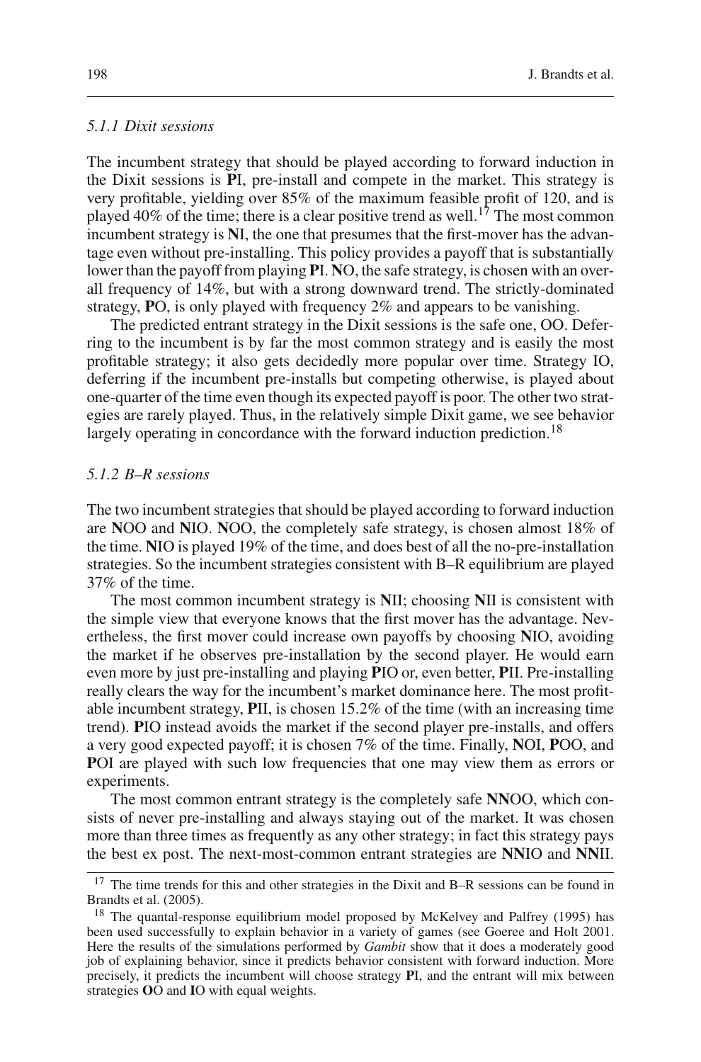### 5.1.1 Dixit sessions

The incumbent strategy that should be played according to forward induction in the Dixit sessions is **P**I, pre-install and compete in the market. This strategy is very profitable, yielding over 85% of the maximum feasible profit of 120, and is played 40% of the time; there is a clear positive trend as well.[17] The most common incumbent strategy is **N**I, the one that presumes that the first-mover has the advantage even without pre-installing. This policy provides a payoff that is substantially lower than the payoff from playing **P**I. **N**O, the safe strategy, is chosen with an overall frequency of 14%, but with a strong downward trend. The strictly-dominated strategy, **P**O, is only played with frequency 2% and appears to be vanishing.

The predicted entrant strategy in the Dixit sessions is the safe one, OO. Deferring to the incumbent is by far the most common strategy and is easily the most profitable strategy; it also gets decidedly more popular over time. Strategy IO, deferring if the incumbent pre-installs but competing otherwise, is played about one-quarter of the time even though its expected payoff is poor. The other two strategies are rarely played. Thus, in the relatively simple Dixit game, we see behavior largely operating in concordance with the forward induction prediction.[18]

### 5.1.2 B–R sessions

The two incumbent strategies that should be played according to forward induction are **N**OO and **N**IO. **N**OO, the completely safe strategy, is chosen almost 18% of the time. **N**IO is played 19% of the time, and does best of all the no-pre-installation strategies. So the incumbent strategies consistent with B–R equilibrium are played 37% of the time.

The most common incumbent strategy is **N**II; choosing **N**II is consistent with the simple view that everyone knows that the first mover has the advantage. Nevertheless, the first mover could increase own payoffs by choosing **N**IO, avoiding the market if he observes pre-installation by the second player. He would earn even more by just pre-installing and playing **P**IO or, even better, **P**II. Pre-installing really clears the way for the incumbent's market dominance here. The most profitable incumbent strategy, **P**II, is chosen 15.2% of the time (with an increasing time trend). **P**IO instead avoids the market if the second player pre-installs, and offers a very good expected payoff; it is chosen 7% of the time. Finally, **N**OI, **P**OO, and **P**OI are played with such low frequencies that one may view them as errors or experiments.

The most common entrant strategy is the completely safe **NN**OO, which consists of never pre-installing and always staying out of the market. It was chosen more than three times as frequently as any other strategy; in fact this strategy pays the best ex post. The next-most-common entrant strategies are **NN**IO and **NN**II.

[17] The time trends for this and other strategies in the Dixit and B–R sessions can be found in Brandts et al. (2005).

[18] The quantal-response equilibrium model proposed by McKelvey and Palfrey (1995) has been used successfully to explain behavior in a variety of games (see Goeree and Holt 2001. Here the results of the simulations performed by *Gambit* show that it does a moderately good job of explaining behavior, since it predicts behavior consistent with forward induction. More precisely, it predicts the incumbent will choose strategy **P**I, and the entrant will mix between strategies **O**O and **I**O with equal weights.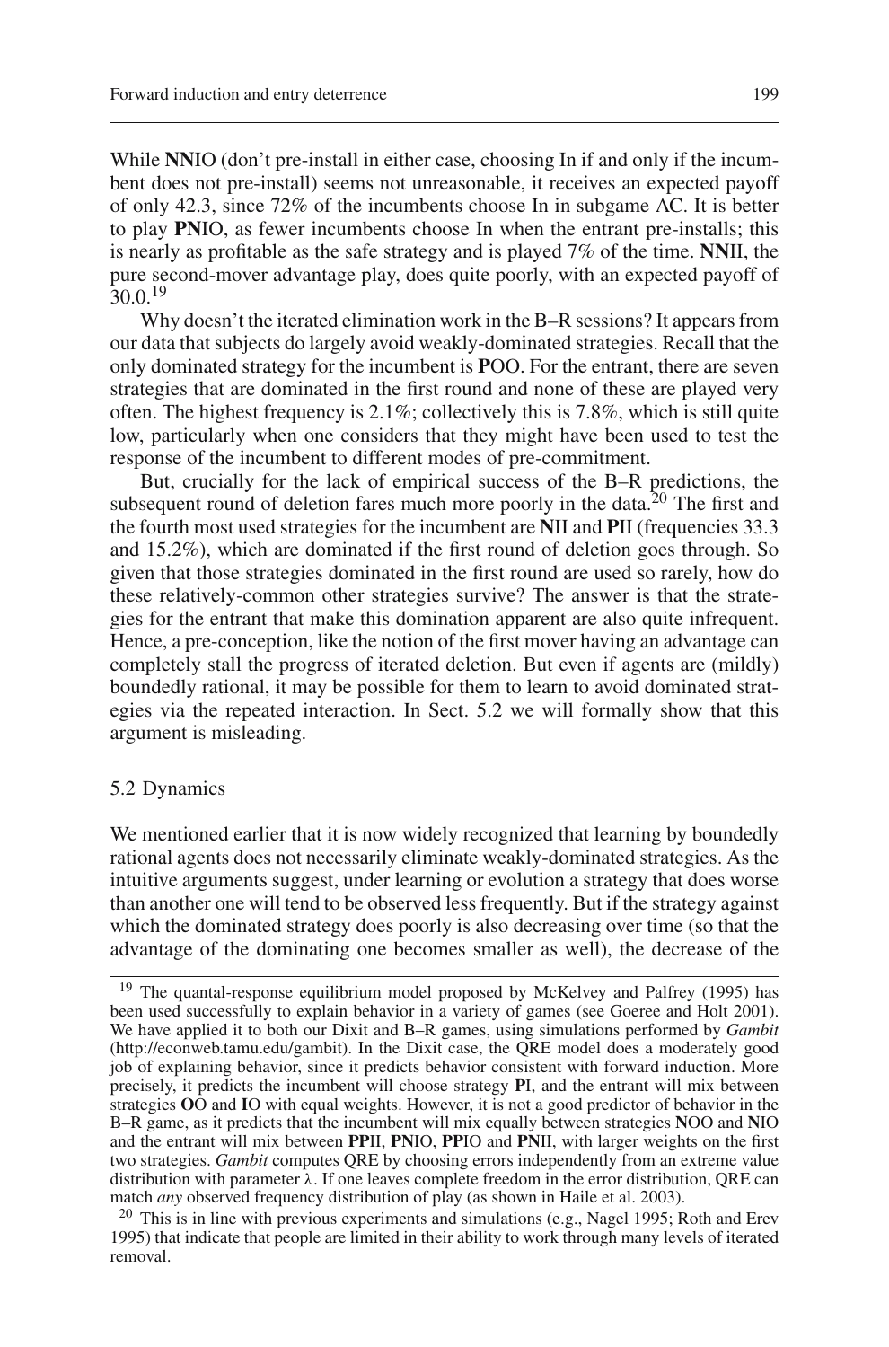While **NN**IO (don't pre-install in either case, choosing In if and only if the incumbent does not pre-install) seems not unreasonable, it receives an expected payoff of only 42.3, since 72% of the incumbents choose In in subgame AC. It is better to play **PN**IO, as fewer incumbents choose In when the entrant pre-installs; this is nearly as profitable as the safe strategy and is played 7% of the time. **NN**II, the pure second-mover advantage play, does quite poorly, with an expected payoff of 30.0.[19]

Why doesn't the iterated elimination work in the B–R sessions? It appears from our data that subjects do largely avoid weakly-dominated strategies. Recall that the only dominated strategy for the incumbent is **P**OO. For the entrant, there are seven strategies that are dominated in the first round and none of these are played very often. The highest frequency is 2.1%; collectively this is 7.8%, which is still quite low, particularly when one considers that they might have been used to test the response of the incumbent to different modes of pre-commitment.

But, crucially for the lack of empirical success of the B–R predictions, the subsequent round of deletion fares much more poorly in the data.[20] The first and the fourth most used strategies for the incumbent are **N**II and **P**II (frequencies 33.3 and 15.2%), which are dominated if the first round of deletion goes through. So given that those strategies dominated in the first round are used so rarely, how do these relatively-common other strategies survive? The answer is that the strategies for the entrant that make this domination apparent are also quite infrequent. Hence, a pre-conception, like the notion of the first mover having an advantage can completely stall the progress of iterated deletion. But even if agents are (mildly) boundedly rational, it may be possible for them to learn to avoid dominated strategies via the repeated interaction. In Sect. 5.2 we will formally show that this argument is misleading.

### 5.2 Dynamics

We mentioned earlier that it is now widely recognized that learning by boundedly rational agents does not necessarily eliminate weakly-dominated strategies. As the intuitive arguments suggest, under learning or evolution a strategy that does worse than another one will tend to be observed less frequently. But if the strategy against which the dominated strategy does poorly is also decreasing over time (so that the advantage of the dominating one becomes smaller as well), the decrease of the

---

[19] The quantal-response equilibrium model proposed by McKelvey and Palfrey (1995) has been used successfully to explain behavior in a variety of games (see Goeree and Holt 2001). We have applied it to both our Dixit and B–R games, using simulations performed by *Gambit* (http://econweb.tamu.edu/gambit). In the Dixit case, the QRE model does a moderately good job of explaining behavior, since it predicts behavior consistent with forward induction. More precisely, it predicts the incumbent will choose strategy **P**I, and the entrant will mix between strategies **O**O and **I**O with equal weights. However, it is not a good predictor of behavior in the B–R game, as it predicts that the incumbent will mix equally between strategies **N**OO and **N**IO and the entrant will mix between **PP**II, **PN**IO, **PP**IO and **PN**II, with larger weights on the first two strategies. *Gambit* computes QRE by choosing errors independently from an extreme value distribution with parameter $\lambda$. If one leaves complete freedom in the error distribution, QRE can match *any* observed frequency distribution of play (as shown in Haile et al. 2003).

[20] This is in line with previous experiments and simulations (e.g., Nagel 1995; Roth and Erev 1995) that indicate that people are limited in their ability to work through many levels of iterated removal.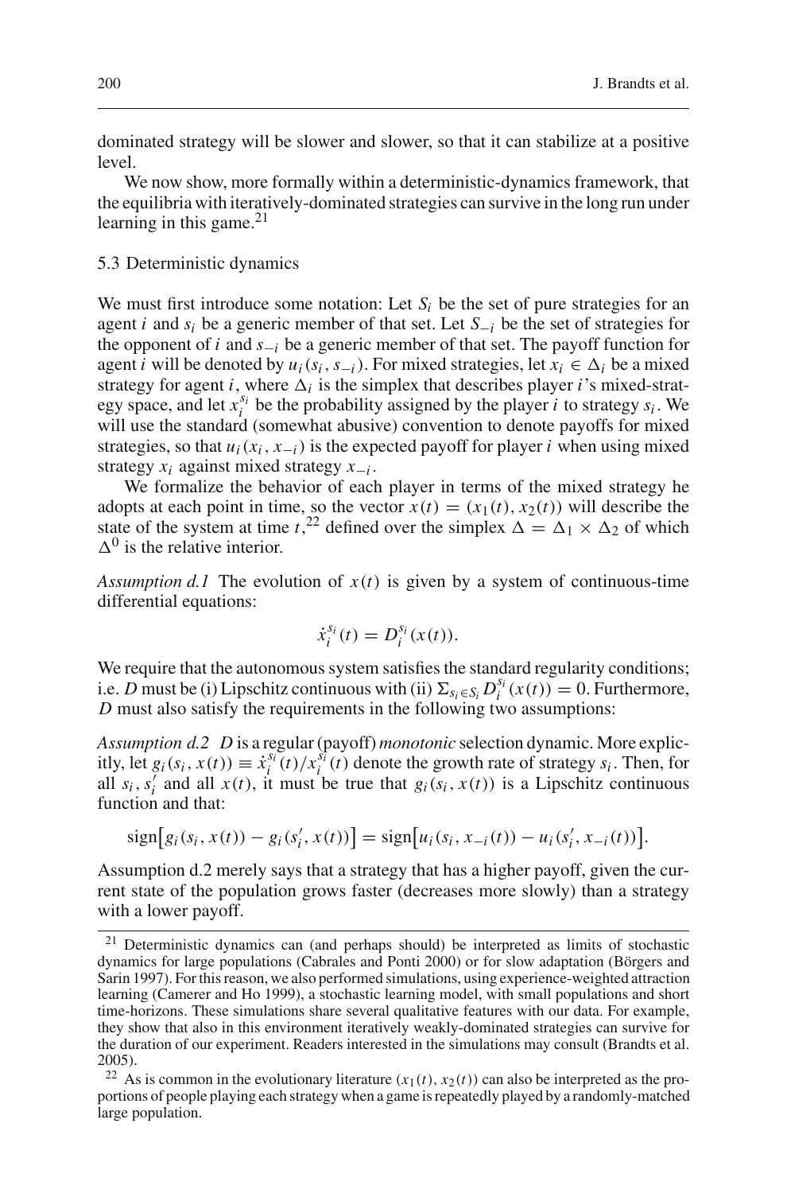dominated strategy will be slower and slower, so that it can stabilize at a positive level.

We now show, more formally within a deterministic-dynamics framework, that the equilibria with iteratively-dominated strategies can survive in the long run under learning in this game.[21]

### 5.3 Deterministic dynamics

We must first introduce some notation: Let $S_i$ be the set of pure strategies for an agent $i$ and $s_i$ be a generic member of that set. Let $S_{-i}$ be the set of strategies for the opponent of $i$ and $s_{-i}$ be a generic member of that set. The payoff function for agent $i$ will be denoted by $u_i(s_i, s_{-i})$. For mixed strategies, let $x_i \in \Delta_i$ be a mixed strategy for agent $i$, where $\Delta_i$ is the simplex that describes player $i$'s mixed-strategy space, and let $x_i^{s_i}$ be the probability assigned by the player $i$ to strategy $s_i$. We will use the standard (somewhat abusive) convention to denote payoffs for mixed strategies, so that $u_i(x_i, x_{-i})$ is the expected payoff for player $i$ when using mixed strategy $x_i$ against mixed strategy $x_{-i}$.

We formalize the behavior of each player in terms of the mixed strategy he adopts at each point in time, so the vector $x(t) = (x_1(t), x_2(t))$ will describe the state of the system at time $t$,[22] defined over the simplex $\Delta = \Delta_1 \times \Delta_2$ of which $\Delta^0$ is the relative interior.

*Assumption d.1* The evolution of $x(t)$ is given by a system of continuous-time differential equations:

$$\dot{x}_i^{s_i}(t) = D_i^{s_i}(x(t)).$$

We require that the autonomous system satisfies the standard regularity conditions; i.e. $D$ must be (i) Lipschitz continuous with (ii) $\Sigma_{s_i \in S_i} D_i^{s_i}(x(t)) = 0$. Furthermore, $D$ must also satisfy the requirements in the following two assumptions:

*Assumption d.2* $D$ is a regular (payoff) *monotonic* selection dynamic. More explicitly, let $g_i(s_i, x(t)) \equiv \dot{x}_i^{s_i}(t)/x_i^{s_i}(t)$ denote the growth rate of strategy $s_i$. Then, for all $s_i, s_i'$ and all $x(t)$, it must be true that $g_i(s_i, x(t))$ is a Lipschitz continuous function and that:

$$\text{sign}\big[g_i(s_i, x(t)) - g_i(s_i', x(t))\big] = \text{sign}\big[u_i(s_i, x_{-i}(t)) - u_i(s_i', x_{-i}(t))\big].$$

Assumption d.2 merely says that a strategy that has a higher payoff, given the current state of the population grows faster (decreases more slowly) than a strategy with a lower payoff.

---

[21] Deterministic dynamics can (and perhaps should) be interpreted as limits of stochastic dynamics for large populations (Cabrales and Ponti 2000) or for slow adaptation (Börgers and Sarin 1997). For this reason, we also performed simulations, using experience-weighted attraction learning (Camerer and Ho 1999), a stochastic learning model, with small populations and short time-horizons. These simulations share several qualitative features with our data. For example, they show that also in this environment iteratively weakly-dominated strategies can survive for the duration of our experiment. Readers interested in the simulations may consult (Brandts et al. 2005).

[22] As is common in the evolutionary literature $(x_1(t), x_2(t))$ can also be interpreted as the proportions of people playing each strategy when a game is repeatedly played by a randomly-matched large population.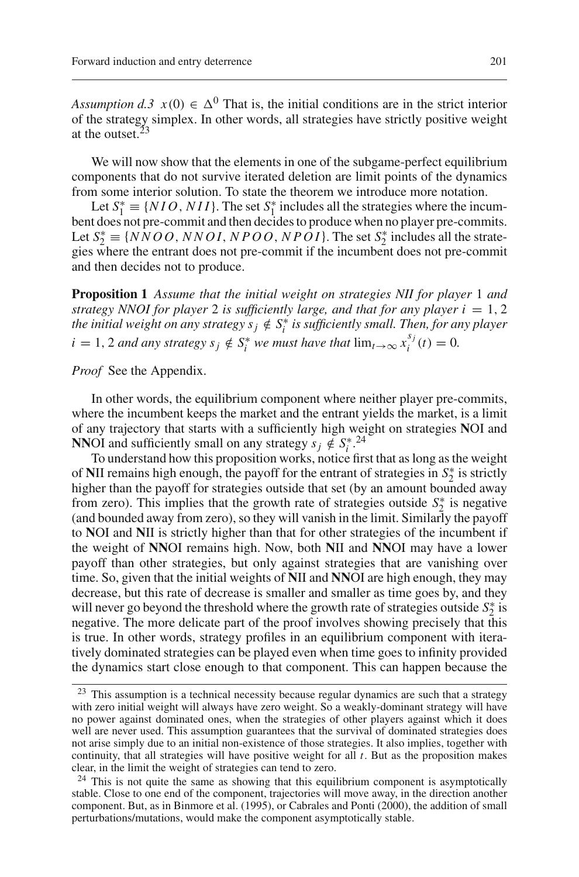*Assumption d.3* $x(0) \in \Delta^0$ That is, the initial conditions are in the strict interior of the strategy simplex. In other words, all strategies have strictly positive weight at the outset.[23]

We will now show that the elements in one of the subgame-perfect equilibrium components that do not survive iterated deletion are limit points of the dynamics from some interior solution. To state the theorem we introduce more notation.

Let $S_1^* \equiv \{NIO, NII\}$. The set $S_1^*$ includes all the strategies where the incumbent does not pre-commit and then decides to produce when no player pre-commits. Let $S_2^* \equiv \{NNOO, NNOI, NPOO, NPOI\}$. The set $S_2^*$ includes all the strategies where the entrant does not pre-commit if the incumbent does not pre-commit and then decides not to produce.

**Proposition 1** *Assume that the initial weight on strategies NII for player* 1 *and strategy NNOI for player* 2 *is sufficiently large, and that for any player $i = 1, 2$ the initial weight on any strategy $s_j \notin S_i^*$ is sufficiently small. Then, for any player $i = 1, 2$ and any strategy $s_j \notin S_i^*$ we must have that $\lim_{t \to \infty} x_i^{s_j}(t) = 0$.*

*Proof* See the Appendix.

In other words, the equilibrium component where neither player pre-commits, where the incumbent keeps the market and the entrant yields the market, is a limit of any trajectory that starts with a sufficiently high weight on strategies **N**OI and **NN**OI and sufficiently small on any strategy $s_j \notin S_i^*$.[24]

To understand how this proposition works, notice first that as long as the weight of **N**II remains high enough, the payoff for the entrant of strategies in $S_2^*$ is strictly higher than the payoff for strategies outside that set (by an amount bounded away from zero). This implies that the growth rate of strategies outside $S_2^*$ is negative (and bounded away from zero), so they will vanish in the limit. Similarly the payoff to **N**OI and **N**II is strictly higher than that for other strategies of the incumbent if the weight of **NN**OI remains high. Now, both **N**II and **NN**OI may have a lower payoff than other strategies, but only against strategies that are vanishing over time. So, given that the initial weights of **N**II and **NN**OI are high enough, they may decrease, but this rate of decrease is smaller and smaller as time goes by, and they will never go beyond the threshold where the growth rate of strategies outside $S_2^*$ is negative. The more delicate part of the proof involves showing precisely that this is true. In other words, strategy profiles in an equilibrium component with iteratively dominated strategies can be played even when time goes to infinity provided the dynamics start close enough to that component. This can happen because the

[23] This assumption is a technical necessity because regular dynamics are such that a strategy with zero initial weight will always have zero weight. So a weakly-dominant strategy will have no power against dominated ones, when the strategies of other players against which it does well are never used. This assumption guarantees that the survival of dominated strategies does not arise simply due to an initial non-existence of those strategies. It also implies, together with continuity, that all strategies will have positive weight for all $t$. But as the proposition makes clear, in the limit the weight of strategies can tend to zero.

[24] This is not quite the same as showing that this equilibrium component is asymptotically stable. Close to one end of the component, trajectories will move away, in the direction another component. But, as in Binmore et al. (1995), or Cabrales and Ponti (2000), the addition of small perturbations/mutations, would make the component asymptotically stable.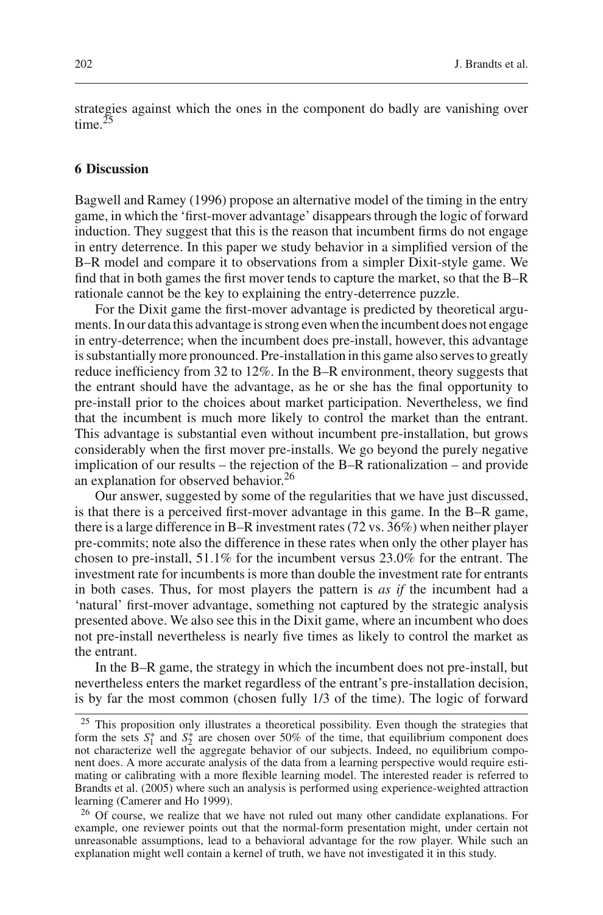strategies against which the ones in the component do badly are vanishing over time.[25]

## 6 Discussion

Bagwell and Ramey (1996) propose an alternative model of the timing in the entry game, in which the 'first-mover advantage' disappears through the logic of forward induction. They suggest that this is the reason that incumbent firms do not engage in entry deterrence. In this paper we study behavior in a simplified version of the B–R model and compare it to observations from a simpler Dixit-style game. We find that in both games the first mover tends to capture the market, so that the B–R rationale cannot be the key to explaining the entry-deterrence puzzle.

For the Dixit game the first-mover advantage is predicted by theoretical arguments. In our data this advantage is strong even when the incumbent does not engage in entry-deterrence; when the incumbent does pre-install, however, this advantage is substantially more pronounced. Pre-installation in this game also serves to greatly reduce inefficiency from 32 to 12%. In the B–R environment, theory suggests that the entrant should have the advantage, as he or she has the final opportunity to pre-install prior to the choices about market participation. Nevertheless, we find that the incumbent is much more likely to control the market than the entrant. This advantage is substantial even without incumbent pre-installation, but grows considerably when the first mover pre-installs. We go beyond the purely negative implication of our results – the rejection of the B–R rationalization – and provide an explanation for observed behavior.[26]

Our answer, suggested by some of the regularities that we have just discussed, is that there is a perceived first-mover advantage in this game. In the B–R game, there is a large difference in B–R investment rates (72 vs. 36%) when neither player pre-commits; note also the difference in these rates when only the other player has chosen to pre-install, 51.1% for the incumbent versus 23.0% for the entrant. The investment rate for incumbents is more than double the investment rate for entrants in both cases. Thus, for most players the pattern is *as if* the incumbent had a 'natural' first-mover advantage, something not captured by the strategic analysis presented above. We also see this in the Dixit game, where an incumbent who does not pre-install nevertheless is nearly five times as likely to control the market as the entrant.

In the B–R game, the strategy in which the incumbent does not pre-install, but nevertheless enters the market regardless of the entrant's pre-installation decision, is by far the most common (chosen fully 1/3 of the time). The logic of forward

---

[25] This proposition only illustrates a theoretical possibility. Even though the strategies that form the sets $S_1^*$ and $S_2^*$ are chosen over 50% of the time, that equilibrium component does not characterize well the aggregate behavior of our subjects. Indeed, no equilibrium component does. A more accurate analysis of the data from a learning perspective would require estimating or calibrating with a more flexible learning model. The interested reader is referred to Brandts et al. (2005) where such an analysis is performed using experience-weighted attraction learning (Camerer and Ho 1999).

[26] Of course, we realize that we have not ruled out many other candidate explanations. For example, one reviewer points out that the normal-form presentation might, under certain not unreasonable assumptions, lead to a behavioral advantage for the row player. While such an explanation might well contain a kernel of truth, we have not investigated it in this study.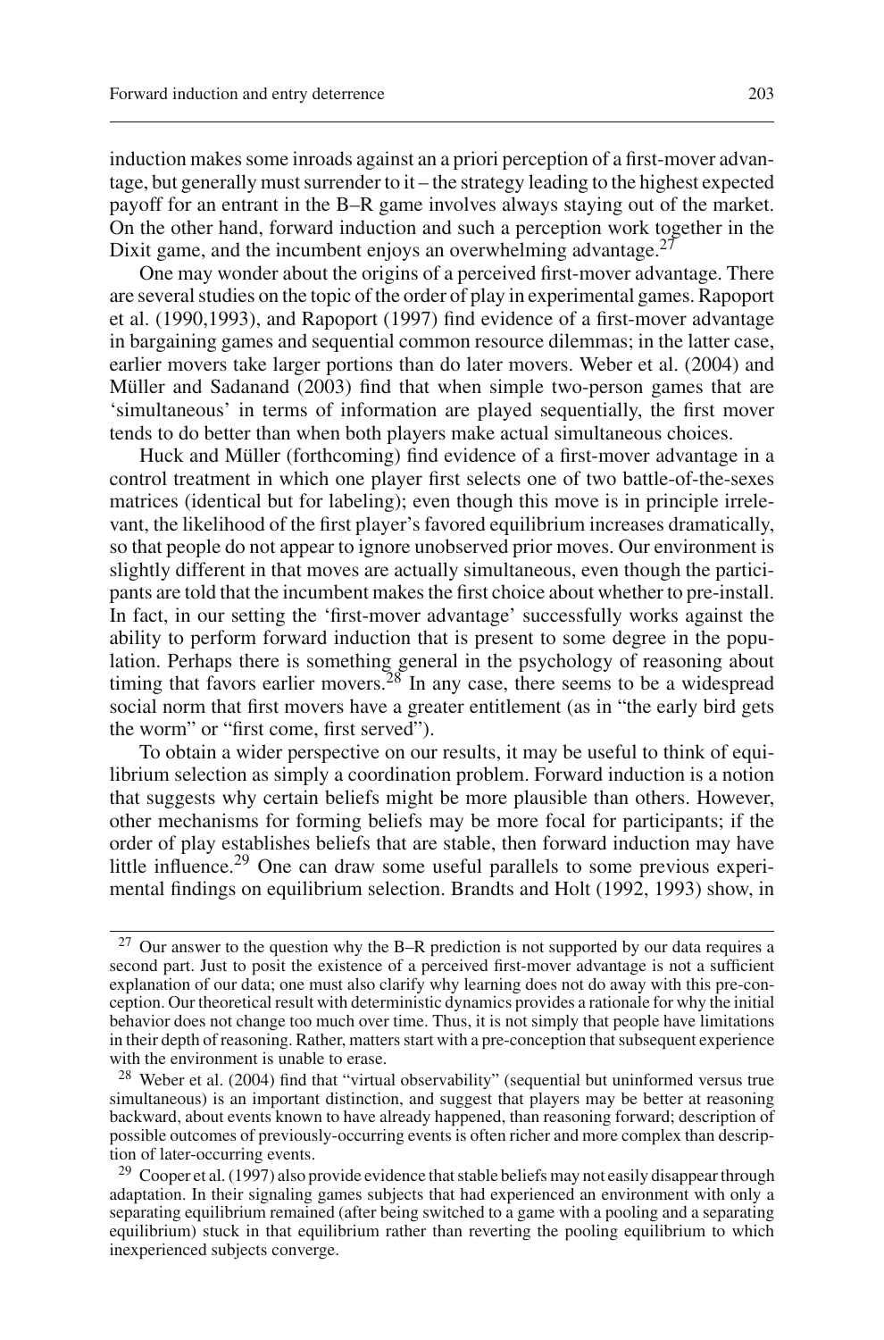induction makes some inroads against an a priori perception of a first-mover advantage, but generally must surrender to it – the strategy leading to the highest expected payoff for an entrant in the B–R game involves always staying out of the market. On the other hand, forward induction and such a perception work together in the Dixit game, and the incumbent enjoys an overwhelming advantage.[27]

One may wonder about the origins of a perceived first-mover advantage. There are several studies on the topic of the order of play in experimental games. Rapoport et al. (1990,1993), and Rapoport (1997) find evidence of a first-mover advantage in bargaining games and sequential common resource dilemmas; in the latter case, earlier movers take larger portions than do later movers. Weber et al. (2004) and Müller and Sadanand (2003) find that when simple two-person games that are 'simultaneous' in terms of information are played sequentially, the first mover tends to do better than when both players make actual simultaneous choices.

Huck and Müller (forthcoming) find evidence of a first-mover advantage in a control treatment in which one player first selects one of two battle-of-the-sexes matrices (identical but for labeling); even though this move is in principle irrelevant, the likelihood of the first player's favored equilibrium increases dramatically, so that people do not appear to ignore unobserved prior moves. Our environment is slightly different in that moves are actually simultaneous, even though the participants are told that the incumbent makes the first choice about whether to pre-install. In fact, in our setting the 'first-mover advantage' successfully works against the ability to perform forward induction that is present to some degree in the population. Perhaps there is something general in the psychology of reasoning about timing that favors earlier movers.[28] In any case, there seems to be a widespread social norm that first movers have a greater entitlement (as in "the early bird gets the worm" or "first come, first served").

To obtain a wider perspective on our results, it may be useful to think of equilibrium selection as simply a coordination problem. Forward induction is a notion that suggests why certain beliefs might be more plausible than others. However, other mechanisms for forming beliefs may be more focal for participants; if the order of play establishes beliefs that are stable, then forward induction may have little influence.[29] One can draw some useful parallels to some previous experimental findings on equilibrium selection. Brandts and Holt (1992, 1993) show, in

---

[27] Our answer to the question why the B–R prediction is not supported by our data requires a second part. Just to posit the existence of a perceived first-mover advantage is not a sufficient explanation of our data; one must also clarify why learning does not do away with this pre-conception. Our theoretical result with deterministic dynamics provides a rationale for why the initial behavior does not change too much over time. Thus, it is not simply that people have limitations in their depth of reasoning. Rather, matters start with a pre-conception that subsequent experience with the environment is unable to erase.

[28] Weber et al. (2004) find that "virtual observability" (sequential but uninformed versus true simultaneous) is an important distinction, and suggest that players may be better at reasoning backward, about events known to have already happened, than reasoning forward; description of possible outcomes of previously-occurring events is often richer and more complex than description of later-occurring events.

[29] Cooper et al. (1997) also provide evidence that stable beliefs may not easily disappear through adaptation. In their signaling games subjects that had experienced an environment with only a separating equilibrium remained (after being switched to a game with a pooling and a separating equilibrium) stuck in that equilibrium rather than reverting the pooling equilibrium to which inexperienced subjects converge.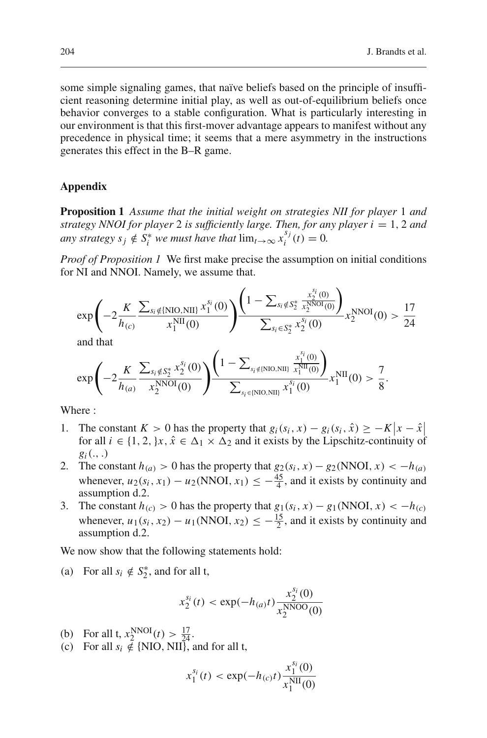some simple signaling games, that naïve beliefs based on the principle of insufficient reasoning determine initial play, as well as out-of-equilibrium beliefs once behavior converges to a stable configuration. What is particularly interesting in our environment is that this first-mover advantage appears to manifest without any precedence in physical time; it seems that a mere asymmetry in the instructions generates this effect in the B–R game.

## Appendix

**Proposition 1** *Assume that the initial weight on strategies NII for player* 1 *and strategy NNOI for player* 2 *is sufficiently large. Then, for any player $i = 1, 2$ and any strategy $s_j \notin S_i^*$ we must have that $\lim_{t\to\infty} x_i^{s_j}(t) = 0$.*

*Proof of Proposition 1* We first make precise the assumption on initial conditions for NI and NNOI. Namely, we assume that.

$$\exp\left(-2\frac{K}{h_{(c)}}\frac{\sum_{s_i\notin\{\text{NIO},\text{NII}\}} x_1^{s_i}(0)}{x_1^{\text{NII}}(0)}\right)\frac{\left(1-\sum_{s_i\notin S_2^*}\frac{x_2^{s_i}(0)}{x_2^{\text{NNOI}}(0)}\right)}{\sum_{s_i\in S_2^*} x_2^{s_i}(0)}x_2^{\text{NNOI}}(0) > \frac{17}{24}$$

and that

$$\exp\left(-2\frac{K}{h_{(a)}}\frac{\sum_{s_i\notin S_2^*} x_2^{s_i}(0)}{x_2^{\text{NNOI}}(0)}\right)\frac{\left(1-\sum_{s_i\notin\{\text{NIO},\text{NII}\}}\frac{x_1^{s_i}(0)}{x_1^{\text{NII}}(0)}\right)}{\sum_{s_i\in\{\text{NIO},\text{NII}\}} x_1^{s_i}(0)}x_1^{\text{NII}}(0) > \frac{7}{8}.$$

Where :

1. The constant $K > 0$ has the property that $g_i(s_i, x) - g_i(s_i, \hat{x}) \geq -K\left|x - \hat{x}\right|$ for all $i \in \{1, 2, \} x, \hat{x} \in \Delta_1 \times \Delta_2$ and it exists by the Lipschitz-continuity of $g_i(.,.)$
2. The constant $h_{(a)} > 0$ has the property that $g_2(s_i, x) - g_2(\text{NNOI}, x) < -h_{(a)}$ whenever, $u_2(s_i, x_1) - u_2(\text{NNOI}, x_1) \leq -\frac{45}{4}$, and it exists by continuity and assumption d.2.
3. The constant $h_{(c)} > 0$ has the property that $g_1(s_i, x) - g_1(\text{NNOI}, x) < -h_{(c)}$ whenever, $u_1(s_i, x_2) - u_1(\text{NNOI}, x_2) \leq -\frac{15}{2}$, and it exists by continuity and assumption d.2.

We now show that the following statements hold:

(a) For all $s_i \notin S_2^*$, and for all t,

$$x_2^{s_i}(t) < \exp(-h_{(a)}t)\frac{x_2^{s_i}(0)}{x_2^{\text{NNOO}}(0)}$$

(b) For all t, $x_2^{\text{NNOI}}(t) > \frac{17}{24}$.

(c) For all $s_i \notin \{\text{NIO, NII}\}$, and for all t,

$$x_1^{s_i}(t) < \exp(-h_{(c)}t)\frac{x_1^{s_i}(0)}{x_1^{\text{NII}}(0)}$$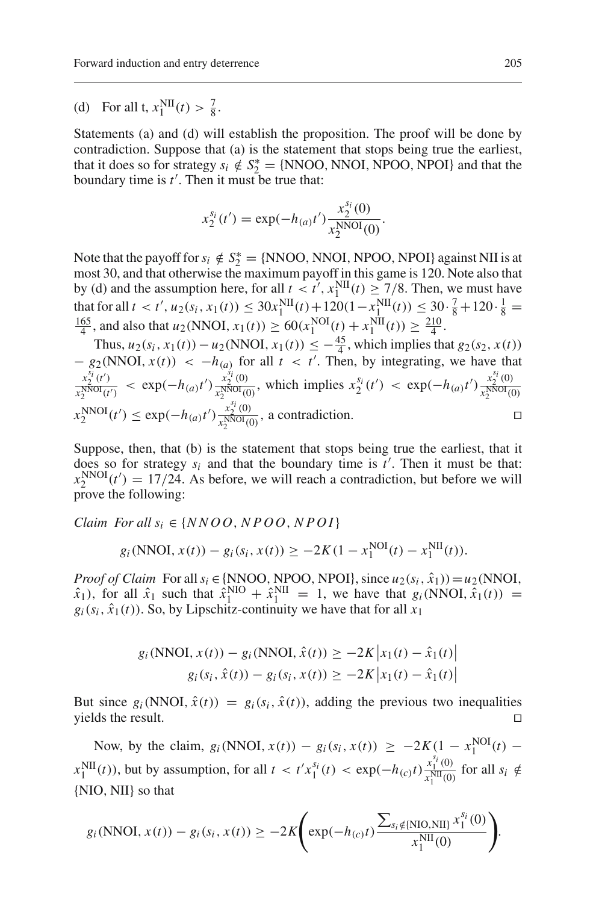(d) For all t, $x_1^{\text{NII}}(t) > \frac{7}{8}$.

Statements (a) and (d) will establish the proposition. The proof will be done by contradiction. Suppose that (a) is the statement that stops being true the earliest, that it does so for strategy $s_i \notin S_2^* = \{\text{NNOO, NNOI, NPOO, NPOI}\}$ and that the boundary time is $t'$. Then it must be true that:

$$x_2^{s_i}(t') = \exp(-h_{(a)}t')\frac{x_2^{s_i}(0)}{x_2^{\text{NNOI}}(0)}.$$

Note that the payoff for $s_i \notin S_2^* = \{\text{NNOO, NNOI, NPOO, NPOI}\}$ against NII is at most 30, and that otherwise the maximum payoff in this game is 120. Note also that by (d) and the assumption here, for all $t < t'$, $x_1^{\text{NII}}(t) \geq 7/8$. Then, we must have that for all $t < t'$, $u_2(s_i, x_1(t)) \leq 30x_1^{\text{NII}}(t) + 120(1 - x_1^{\text{NII}}(t)) \leq 30 \cdot \frac{7}{8} + 120 \cdot \frac{1}{8} = \frac{165}{4}$, and also that $u_2(\text{NNOI}, x_1(t)) \geq 60(x_1^{\text{NOI}}(t) + x_1^{\text{NII}}(t)) \geq \frac{210}{4}$.

Thus, $u_2(s_i, x_1(t)) - u_2(\text{NNOI}, x_1(t)) \leq -\frac{45}{4}$, which implies that $g_2(s_2, x(t)) - g_2(\text{NNOI}, x(t)) < -h_{(a)}$ for all $t < t'$. Then, by integrating, we have that $\frac{x_2^{s_i}(t')}{x_2^{\text{NNOI}}(t')} < \exp(-h_{(a)}t')\frac{x_2^{s_i}(0)}{x_2^{\text{NNOI}}(0)}$, which implies $x_2^{s_i}(t') < \exp(-h_{(a)}t')\frac{x_2^{s_i}(0)}{x_2^{\text{NNOI}}(0)}$ $x_2^{\text{NNOI}}(t') \leq \exp(-h_{(a)}t')\frac{x_2^{s_i}(0)}{x_2^{\text{NNOI}}(0)}$, a contradiction. □

Suppose, then, that (b) is the statement that stops being true the earliest, that it does so for strategy $s_i$ and that the boundary time is $t'$. Then it must be that: $x_2^{\text{NNOI}}(t') = 17/24$. As before, we will reach a contradiction, but before we will prove the following:

*Claim* For all $s_i \in \{NNOO, NPOO, NPOI\}$

$$g_i(\text{NNOI}, x(t)) - g_i(s_i, x(t)) \geq -2K(1 - x_1^{\text{NOI}}(t) - x_1^{\text{NII}}(t)).$$

*Proof of Claim* For all $s_i \in \{\text{NNOO, NPOO, NPOI}\}$, since $u_2(s_i, \hat{x}_1)) = u_2(\text{NNOI}, \hat{x}_1)$, for all $\hat{x}_1$ such that $\hat{x}_1^{\text{NIO}} + \hat{x}_1^{\text{NII}} = 1$, we have that $g_i(\text{NNOI}, \hat{x}_1(t)) = g_i(s_i, \hat{x}_1(t))$. So, by Lipschitz-continuity we have that for all $x_1$

$$g_i(\text{NNOI}, x(t)) - g_i(\text{NNOI}, \hat{x}(t)) \geq -2K\left|x_1(t) - \hat{x}_1(t)\right|$$
$$g_i(s_i, \hat{x}(t)) - g_i(s_i, x(t)) \geq -2K\left|x_1(t) - \hat{x}_1(t)\right|$$

But since $g_i(\text{NNOI}, \hat{x}(t)) = g_i(s_i, \hat{x}(t))$, adding the previous two inequalities yields the result. □

Now, by the claim, $g_i(\text{NNOI}, x(t)) - g_i(s_i, x(t)) \geq -2K(1 - x_1^{\text{NOI}}(t) - x_1^{\text{NII}}(t))$, but by assumption, for all $t < t' x_1^{s_i}(t) < \exp(-h_{(c)}t)\frac{x_1^{s_i}(0)}{x_1^{\text{NII}}(0)}$ for all $s_i \notin \{\text{NIO, NII}\}$ so that

$$g_i(\text{NNOI}, x(t)) - g_i(s_i, x(t)) \geq -2K\left(\exp(-h_{(c)}t)\frac{\sum_{s_i \notin \{\text{NIO,NII}\}} x_1^{s_i}(0)}{x_1^{\text{NII}}(0)}\right).$$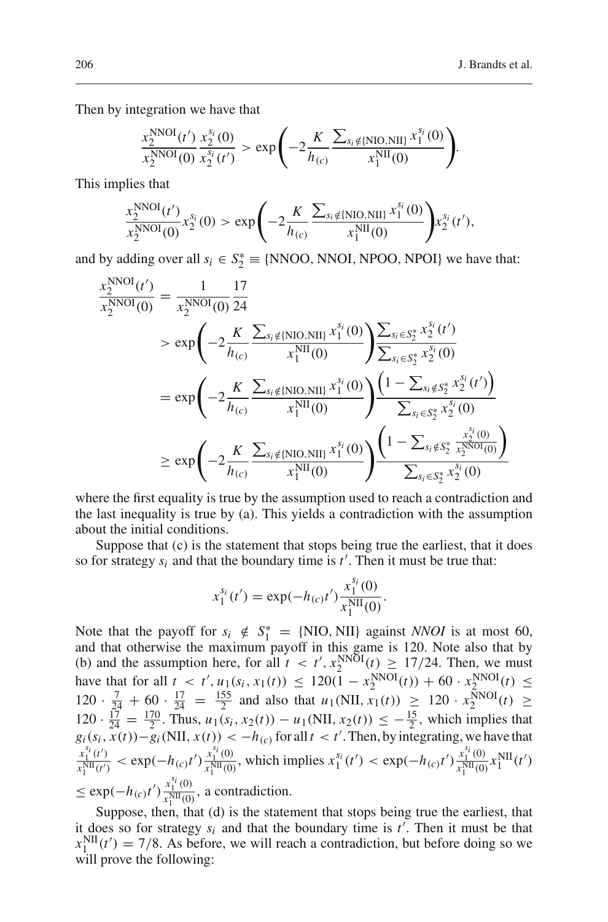Then by integration we have that

$$\frac{x_2^{\mathrm{NNOI}}(t')}{x_2^{\mathrm{NNOI}}(0)}\frac{x_2^{s_i}(0)}{x_2^{s_i}(t')} > \exp\left(-2\frac{K}{h_{(c)}}\frac{\sum_{s_i \notin \{\mathrm{NIO},\mathrm{NII}\}} x_1^{s_i}(0)}{x_1^{\mathrm{NII}}(0)}\right).$$

This implies that

$$\frac{x_2^{\mathrm{NNOI}}(t')}{x_2^{\mathrm{NNOI}}(0)} x_2^{s_i}(0) > \exp\left(-2\frac{K}{h_{(c)}}\frac{\sum_{s_i \notin \{\mathrm{NIO},\mathrm{NII}\}} x_1^{s_i}(0)}{x_1^{\mathrm{NII}}(0)}\right) x_2^{s_i}(t'),$$

and by adding over all $s_i \in S_2^* \equiv \{\mathrm{NNOO}, \mathrm{NNOI}, \mathrm{NPOO}, \mathrm{NPOI}\}$ we have that:

$$\begin{aligned}
\frac{x_2^{\mathrm{NNOI}}(t')}{x_2^{\mathrm{NNOI}}(0)} &= \frac{1}{x_2^{\mathrm{NNOI}}(0)}\frac{17}{24} \\
&> \exp\left(-2\frac{K}{h_{(c)}}\frac{\sum_{s_i \notin \{\mathrm{NIO},\mathrm{NII}\}} x_1^{s_i}(0)}{x_1^{\mathrm{NII}}(0)}\right)\frac{\sum_{s_i \in S_2^*} x_2^{s_i}(t')}{\sum_{s_i \in S_2^*} x_2^{s_i}(0)} \\
&= \exp\left(-2\frac{K}{h_{(c)}}\frac{\sum_{s_i \notin \{\mathrm{NIO},\mathrm{NII}\}} x_1^{s_i}(0)}{x_1^{\mathrm{NII}}(0)}\right)\frac{\left(1 - \sum_{s_i \notin S_2^*} x_2^{s_i}(t')\right)}{\sum_{s_i \in S_2^*} x_2^{s_i}(0)} \\
&\geq \exp\left(-2\frac{K}{h_{(c)}}\frac{\sum_{s_i \notin \{\mathrm{NIO},\mathrm{NII}\}} x_1^{s_i}(0)}{x_1^{\mathrm{NII}}(0)}\right)\frac{\left(1 - \sum_{s_i \notin S_2^*} \frac{x_2^{s_i}(0)}{x_2^{\mathrm{NNOI}}(0)}\right)}{\sum_{s_i \in S_2^*} x_2^{s_i}(0)}
\end{aligned}$$

where the first equality is true by the assumption used to reach a contradiction and the last inequality is true by (a). This yields a contradiction with the assumption about the initial conditions.

Suppose that (c) is the statement that stops being true the earliest, that it does so for strategy $s_i$ and that the boundary time is $t'$. Then it must be true that:

$$x_1^{s_i}(t') = \exp(-h_{(c)}t')\frac{x_1^{s_i}(0)}{x_1^{\mathrm{NII}}(0)}.$$

Note that the payoff for $s_i \notin S_1^* = \{\mathrm{NIO}, \mathrm{NII}\}$ against *NNOI* is at most 60, and that otherwise the maximum payoff in this game is 120. Note also that by (b) and the assumption here, for all $t < t'$, $x_2^{\mathrm{NNOI}}(t) \geq 17/24$. Then, we must have that for all $t < t'$, $u_1(s_i, x_1(t)) \leq 120(1 - x_2^{\mathrm{NNOI}}(t)) + 60 \cdot x_2^{\mathrm{NNOI}}(t) \leq 120 \cdot \frac{7}{24} + 60 \cdot \frac{17}{24} = \frac{155}{2}$ and also that $u_1(\mathrm{NII}, x_1(t)) \geq 120 \cdot x_2^{\mathrm{NNOI}}(t) \geq 120 \cdot \frac{17}{24} = \frac{170}{2}$. Thus, $u_1(s_i, x_2(t)) - u_1(\mathrm{NII}, x_2(t)) \leq -\frac{15}{2}$, which implies that $g_i(s_i, x(t)) - g_i(\mathrm{NII}, x(t)) < -h_{(c)}$ for all $t < t'$. Then, by integrating, we have that $\frac{x_1^{s_i}(t')}{x_1^{\mathrm{NII}}(t')} < \exp(-h_{(c)}t')\frac{x_1^{s_i}(0)}{x_1^{\mathrm{NII}}(0)}$, which implies $x_1^{s_i}(t') < \exp(-h_{(c)}t')\frac{x_1^{s_i}(0)}{x_1^{\mathrm{NII}}(0)} x_1^{\mathrm{NII}}(t') \leq \exp(-h_{(c)}t')\frac{x_1^{s_i}(0)}{x_1^{\mathrm{NII}}(0)}$, a contradiction.

Suppose, then, that (d) is the statement that stops being true the earliest, that it does so for strategy $s_i$ and that the boundary time is $t'$. Then it must be that $x_1^{\mathrm{NII}}(t') = 7/8$. As before, we will reach a contradiction, but before doing so we will prove the following: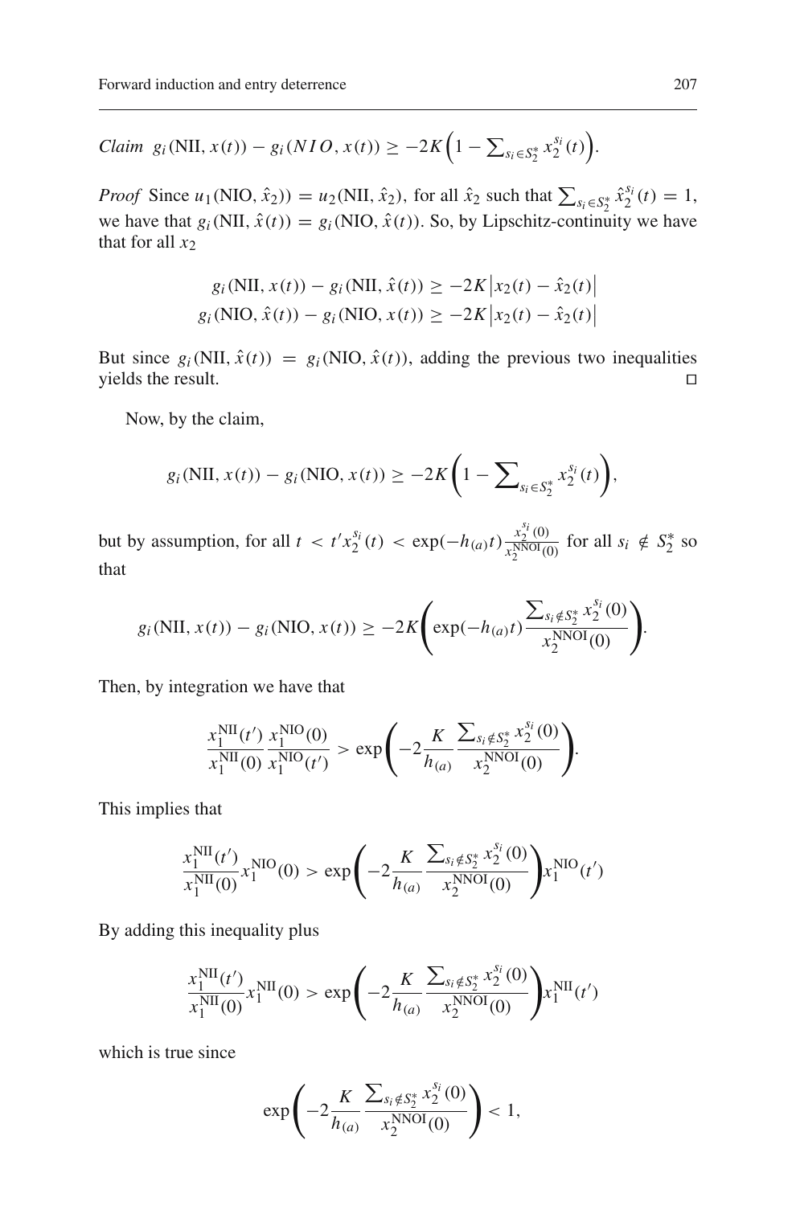*Claim* $g_i(\text{NII}, x(t)) - g_i(NIO, x(t)) \geq -2K\left(1 - \sum_{s_i \in S_2^*} x_2^{s_i}(t)\right)$.

*Proof* Since $u_1(\text{NIO}, \hat{x}_2)) = u_2(\text{NII}, \hat{x}_2)$, for all $\hat{x}_2$ such that $\sum_{s_i \in S_2^*} \hat{x}_2^{s_i}(t) = 1$, we have that $g_i(\text{NII}, \hat{x}(t)) = g_i(\text{NIO}, \hat{x}(t))$. So, by Lipschitz-continuity we have that for all $x_2$

$$g_i(\text{NII}, x(t)) - g_i(\text{NII}, \hat{x}(t)) \geq -2K\left|x_2(t) - \hat{x}_2(t)\right|$$
$$g_i(\text{NIO}, \hat{x}(t)) - g_i(\text{NIO}, x(t)) \geq -2K\left|x_2(t) - \hat{x}_2(t)\right|$$

But since $g_i(\text{NII}, \hat{x}(t)) = g_i(\text{NIO}, \hat{x}(t))$, adding the previous two inequalities yields the result. □

Now, by the claim,

$$g_i(\text{NII}, x(t)) - g_i(\text{NIO}, x(t)) \geq -2K\left(1 - \sum_{s_i \in S_2^*} x_2^{s_i}(t)\right),$$

but by assumption, for all $t < t' x_2^{s_i}(t) < \exp(-h_{(a)}t)\frac{x_2^{s_i}(0)}{x_2^{\text{NNOI}}(0)}$ for all $s_i \notin S_2^*$ so that

$$g_i(\text{NII}, x(t)) - g_i(\text{NIO}, x(t)) \geq -2K\left(\exp(-h_{(a)}t)\frac{\sum_{s_i \notin S_2^*} x_2^{s_i}(0)}{x_2^{\text{NNOI}}(0)}\right).$$

Then, by integration we have that

$$\frac{x_1^{\text{NII}}(t')}{x_1^{\text{NII}}(0)}\frac{x_1^{\text{NIO}}(0)}{x_1^{\text{NIO}}(t')} > \exp\left(-2\frac{K}{h_{(a)}}\frac{\sum_{s_i \notin S_2^*} x_2^{s_i}(0)}{x_2^{\text{NNOI}}(0)}\right).$$

This implies that

$$\frac{x_1^{\text{NII}}(t')}{x_1^{\text{NII}}(0)}x_1^{\text{NIO}}(0) > \exp\left(-2\frac{K}{h_{(a)}}\frac{\sum_{s_i \notin S_2^*} x_2^{s_i}(0)}{x_2^{\text{NNOI}}(0)}\right)x_1^{\text{NIO}}(t')$$

By adding this inequality plus

$$\frac{x_1^{\text{NII}}(t')}{x_1^{\text{NII}}(0)}x_1^{\text{NII}}(0) > \exp\left(-2\frac{K}{h_{(a)}}\frac{\sum_{s_i \notin S_2^*} x_2^{s_i}(0)}{x_2^{\text{NNOI}}(0)}\right)x_1^{\text{NII}}(t')$$

which is true since

$$\exp\left(-2\frac{K}{h_{(a)}}\frac{\sum_{s_i \notin S_2^*} x_2^{s_i}(0)}{x_2^{\text{NNOI}}(0)}\right) < 1,$$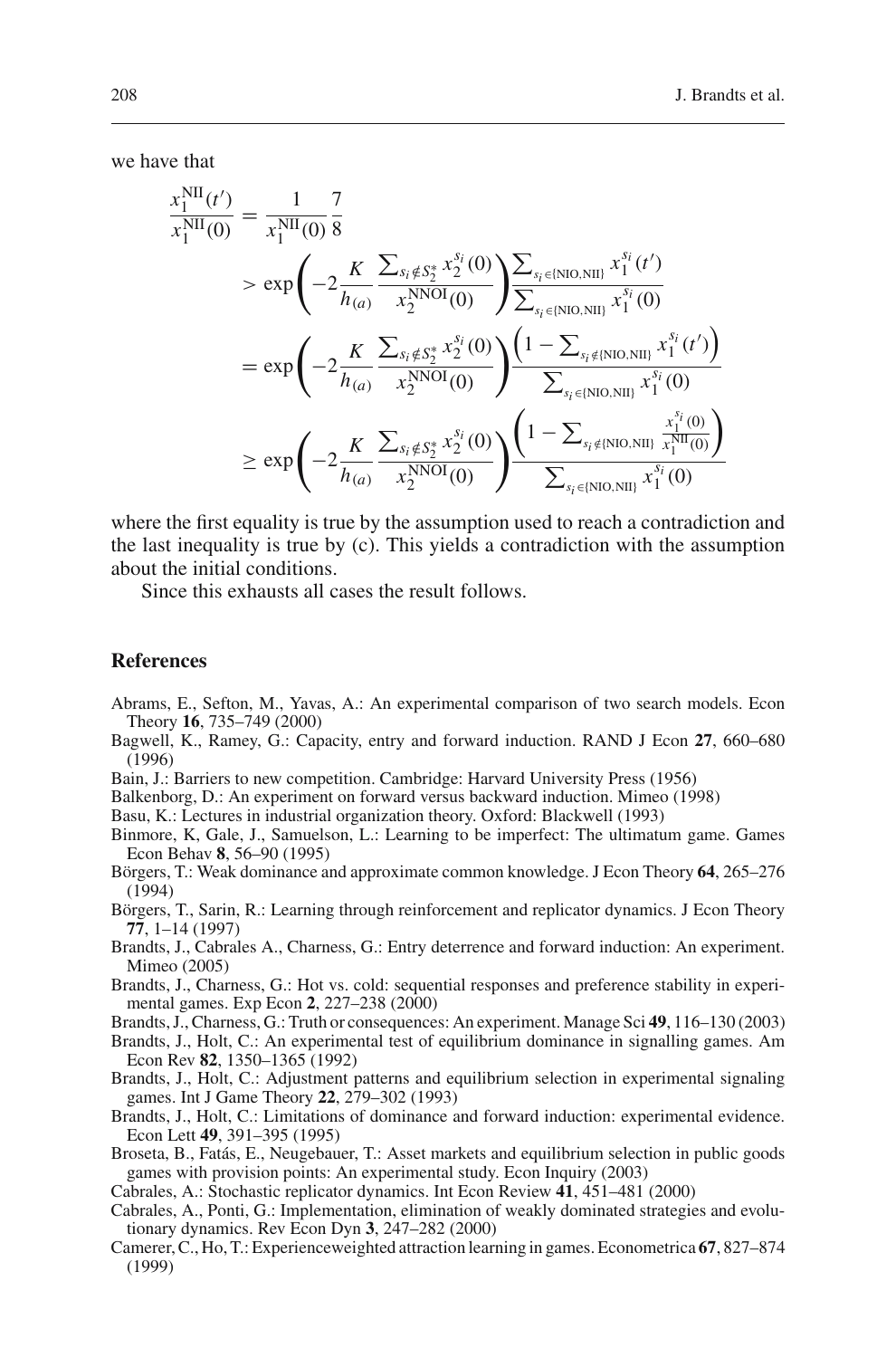we have that

$$
\begin{aligned}
\frac{x_1^{\mathrm{NII}}(t')}{x_1^{\mathrm{NII}}(0)} &= \frac{1}{x_1^{\mathrm{NII}}(0)}\frac{7}{8} \\
&> \exp\left(-2\frac{K}{h_{(a)}}\frac{\sum_{s_i \notin S_2^*} x_2^{s_i}(0)}{x_2^{\mathrm{NNOI}}(0)}\right)\frac{\sum_{s_i \in \{\mathrm{NIO},\mathrm{NII}\}} x_1^{s_i}(t')}{\sum_{s_i \in \{\mathrm{NIO},\mathrm{NII}\}} x_1^{s_i}(0)} \\
&= \exp\left(-2\frac{K}{h_{(a)}}\frac{\sum_{s_i \notin S_2^*} x_2^{s_i}(0)}{x_2^{\mathrm{NNOI}}(0)}\right)\frac{\left(1-\sum_{s_i \notin \{\mathrm{NIO},\mathrm{NII}\}} x_1^{s_i}(t')\right)}{\sum_{s_i \in \{\mathrm{NIO},\mathrm{NII}\}} x_1^{s_i}(0)} \\
&\geq \exp\left(-2\frac{K}{h_{(a)}}\frac{\sum_{s_i \notin S_2^*} x_2^{s_i}(0)}{x_2^{\mathrm{NNOI}}(0)}\right)\frac{\left(1-\sum_{s_i \notin \{\mathrm{NIO},\mathrm{NII}\}} \frac{x_1^{s_i}(0)}{x_1^{\mathrm{NII}}(0)}\right)}{\sum_{s_i \in \{\mathrm{NIO},\mathrm{NII}\}} x_1^{s_i}(0)}
\end{aligned}
$$

where the first equality is true by the assumption used to reach a contradiction and the last inequality is true by (c). This yields a contradiction with the assumption about the initial conditions.

Since this exhausts all cases the result follows.

## References

Abrams, E., Sefton, M., Yavas, A.: An experimental comparison of two search models. Econ Theory **16**, 735–749 (2000)

Bagwell, K., Ramey, G.: Capacity, entry and forward induction. RAND J Econ **27**, 660–680 (1996)

Bain, J.: Barriers to new competition. Cambridge: Harvard University Press (1956)

Balkenborg, D.: An experiment on forward versus backward induction. Mimeo (1998)

Basu, K.: Lectures in industrial organization theory. Oxford: Blackwell (1993)

Binmore, K, Gale, J., Samuelson, L.: Learning to be imperfect: The ultimatum game. Games Econ Behav **8**, 56–90 (1995)

Börgers, T.: Weak dominance and approximate common knowledge. J Econ Theory **64**, 265–276 (1994)

Börgers, T., Sarin, R.: Learning through reinforcement and replicator dynamics. J Econ Theory **77**, 1–14 (1997)

Brandts, J., Cabrales A., Charness, G.: Entry deterrence and forward induction: An experiment. Mimeo (2005)

Brandts, J., Charness, G.: Hot vs. cold: sequential responses and preference stability in experimental games. Exp Econ **2**, 227–238 (2000)

Brandts, J., Charness, G.: Truth or consequences: An experiment. Manage Sci **49**, 116–130 (2003)

Brandts, J., Holt, C.: An experimental test of equilibrium dominance in signalling games. Am Econ Rev **82**, 1350–1365 (1992)

Brandts, J., Holt, C.: Adjustment patterns and equilibrium selection in experimental signaling games. Int J Game Theory **22**, 279–302 (1993)

Brandts, J., Holt, C.: Limitations of dominance and forward induction: experimental evidence. Econ Lett **49**, 391–395 (1995)

Broseta, B., Fatás, E., Neugebauer, T.: Asset markets and equilibrium selection in public goods games with provision points: An experimental study. Econ Inquiry (2003)

Cabrales, A.: Stochastic replicator dynamics. Int Econ Review **41**, 451–481 (2000)

Cabrales, A., Ponti, G.: Implementation, elimination of weakly dominated strategies and evolutionary dynamics. Rev Econ Dyn **3**, 247–282 (2000)

Camerer, C., Ho, T.: Experienceweighted attraction learning in games. Econometrica **67**, 827–874 (1999)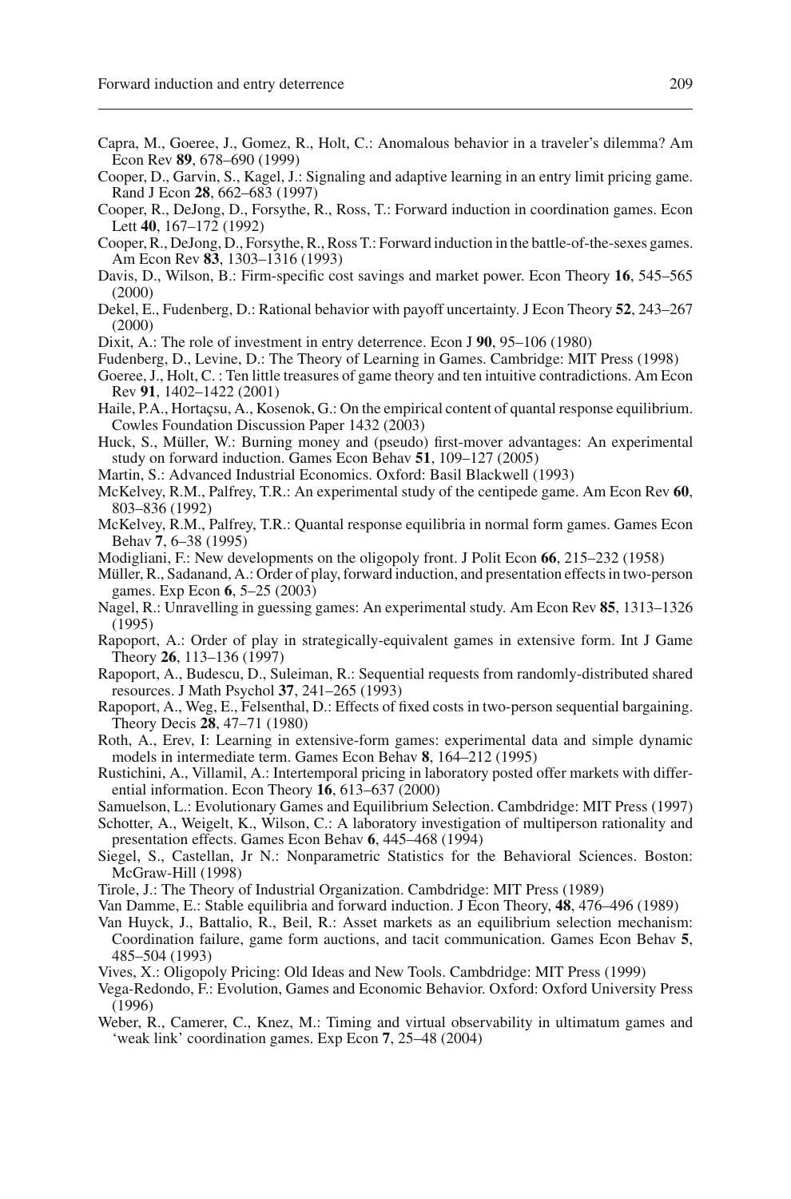Capra, M., Goeree, J., Gomez, R., Holt, C.: Anomalous behavior in a traveler's dilemma? Am Econ Rev **89**, 678–690 (1999)

Cooper, D., Garvin, S., Kagel, J.: Signaling and adaptive learning in an entry limit pricing game. Rand J Econ **28**, 662–683 (1997)

Cooper, R., DeJong, D., Forsythe, R., Ross, T.: Forward induction in coordination games. Econ Lett **40**, 167–172 (1992)

Cooper, R., DeJong, D., Forsythe, R., Ross T.: Forward induction in the battle-of-the-sexes games. Am Econ Rev **83**, 1303–1316 (1993)

Davis, D., Wilson, B.: Firm-specific cost savings and market power. Econ Theory **16**, 545–565 (2000)

Dekel, E., Fudenberg, D.: Rational behavior with payoff uncertainty. J Econ Theory **52**, 243–267 (2000)

Dixit, A.: The role of investment in entry deterrence. Econ J **90**, 95–106 (1980)

Fudenberg, D., Levine, D.: The Theory of Learning in Games. Cambridge: MIT Press (1998)

Goeree, J., Holt, C. : Ten little treasures of game theory and ten intuitive contradictions. Am Econ Rev **91**, 1402–1422 (2001)

Haile, P.A., Hortaçsu, A., Kosenok, G.: On the empirical content of quantal response equilibrium. Cowles Foundation Discussion Paper 1432 (2003)

Huck, S., Müller, W.: Burning money and (pseudo) first-mover advantages: An experimental study on forward induction. Games Econ Behav **51**, 109–127 (2005)

Martin, S.: Advanced Industrial Economics. Oxford: Basil Blackwell (1993)

McKelvey, R.M., Palfrey, T.R.: An experimental study of the centipede game. Am Econ Rev **60**, 803–836 (1992)

McKelvey, R.M., Palfrey, T.R.: Quantal response equilibria in normal form games. Games Econ Behav **7**, 6–38 (1995)

Modigliani, F.: New developments on the oligopoly front. J Polit Econ **66**, 215–232 (1958)

Müller, R., Sadanand, A.: Order of play, forward induction, and presentation effects in two-person games. Exp Econ **6**, 5–25 (2003)

Nagel, R.: Unravelling in guessing games: An experimental study. Am Econ Rev **85**, 1313–1326 (1995)

Rapoport, A.: Order of play in strategically-equivalent games in extensive form. Int J Game Theory **26**, 113–136 (1997)

Rapoport, A., Budescu, D., Suleiman, R.: Sequential requests from randomly-distributed shared resources. J Math Psychol **37**, 241–265 (1993)

Rapoport, A., Weg, E., Felsenthal, D.: Effects of fixed costs in two-person sequential bargaining. Theory Decis **28**, 47–71 (1980)

Roth, A., Erev, I: Learning in extensive-form games: experimental data and simple dynamic models in intermediate term. Games Econ Behav **8**, 164–212 (1995)

Rustichini, A., Villamil, A.: Intertemporal pricing in laboratory posted offer markets with differential information. Econ Theory **16**, 613–637 (2000)

Samuelson, L.: Evolutionary Games and Equilibrium Selection. Cambdridge: MIT Press (1997)

Schotter, A., Weigelt, K., Wilson, C.: A laboratory investigation of multiperson rationality and presentation effects. Games Econ Behav **6**, 445–468 (1994)

Siegel, S., Castellan, Jr N.: Nonparametric Statistics for the Behavioral Sciences. Boston: McGraw-Hill (1998)

Tirole, J.: The Theory of Industrial Organization. Cambdridge: MIT Press (1989)

Van Damme, E.: Stable equilibria and forward induction. J Econ Theory, **48**, 476–496 (1989)

Van Huyck, J., Battalio, R., Beil, R.: Asset markets as an equilibrium selection mechanism: Coordination failure, game form auctions, and tacit communication. Games Econ Behav **5**, 485–504 (1993)

Vives, X.: Oligopoly Pricing: Old Ideas and New Tools. Cambdridge: MIT Press (1999)

Vega-Redondo, F.: Evolution, Games and Economic Behavior. Oxford: Oxford University Press (1996)

Weber, R., Camerer, C., Knez, M.: Timing and virtual observability in ultimatum games and 'weak link' coordination games. Exp Econ **7**, 25–48 (2004)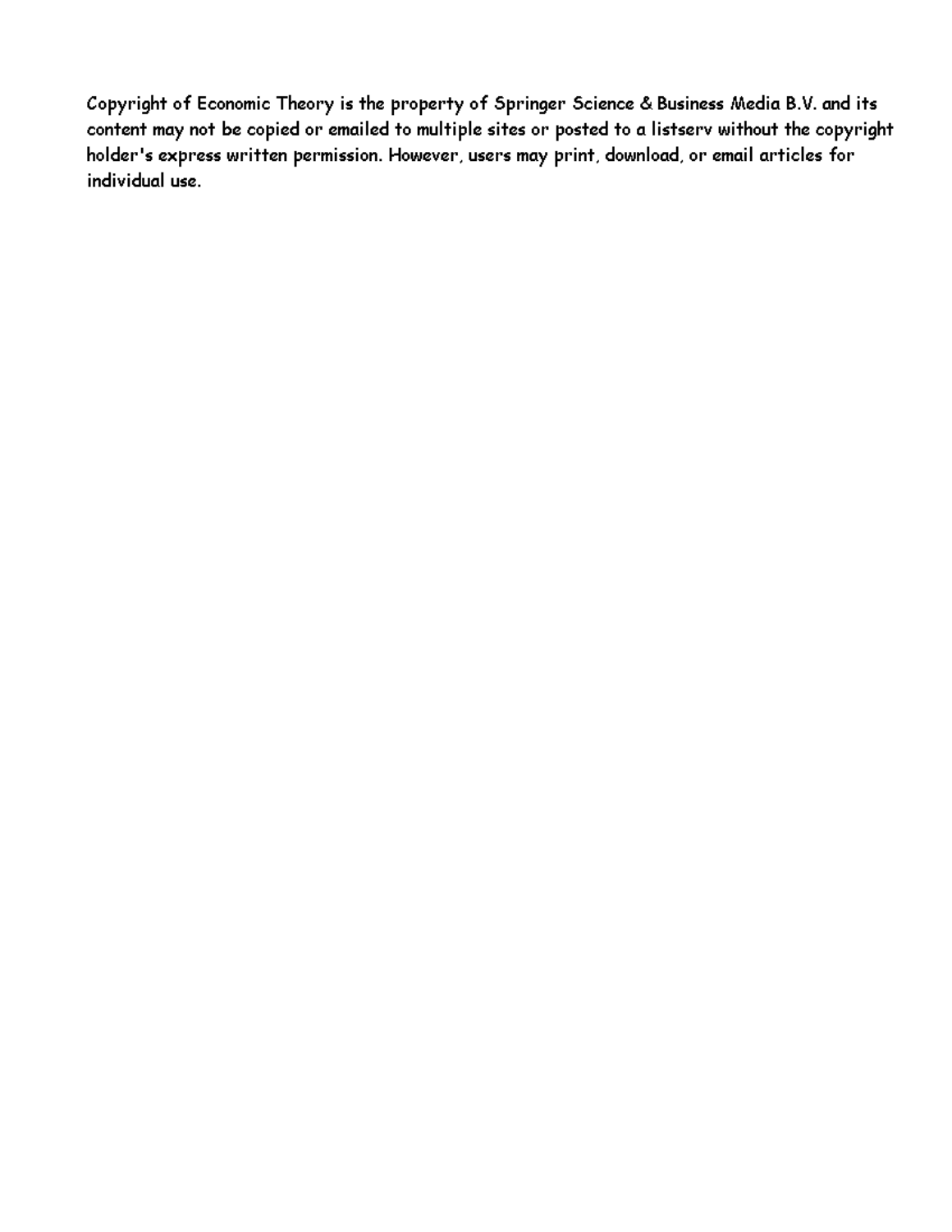Copyright of Economic Theory is the property of Springer Science & Business Media B.V. and its content may not be copied or emailed to multiple sites or posted to a listserv without the copyright holder's express written permission. However, users may print, download, or email articles for individual use.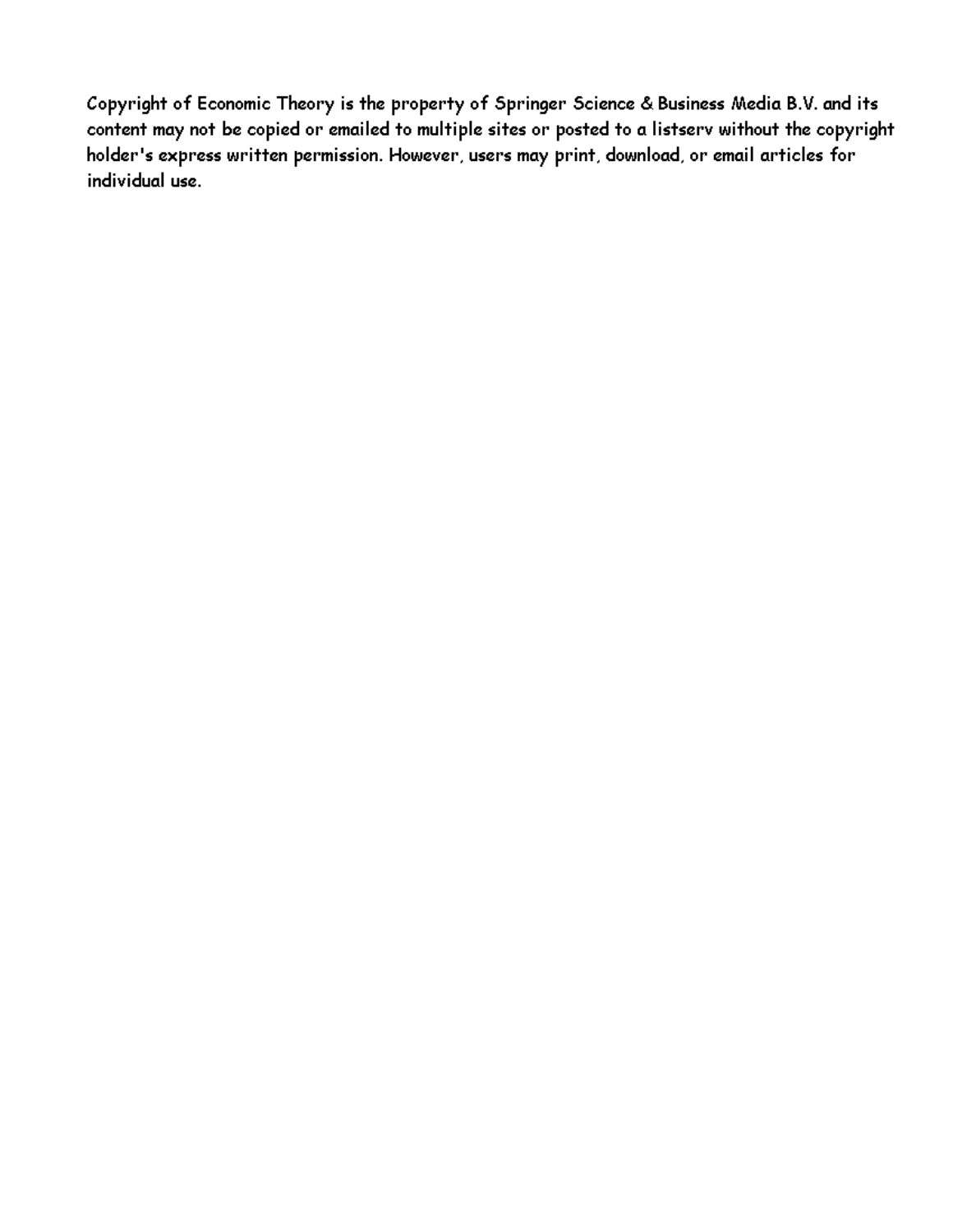Copyright of Economic Theory is the property of Springer Science & Business Media B.V. and its content may not be copied or emailed to multiple sites or posted to a listserv without the copyright holder's express written permission. However, users may print, download, or email articles for individual use.